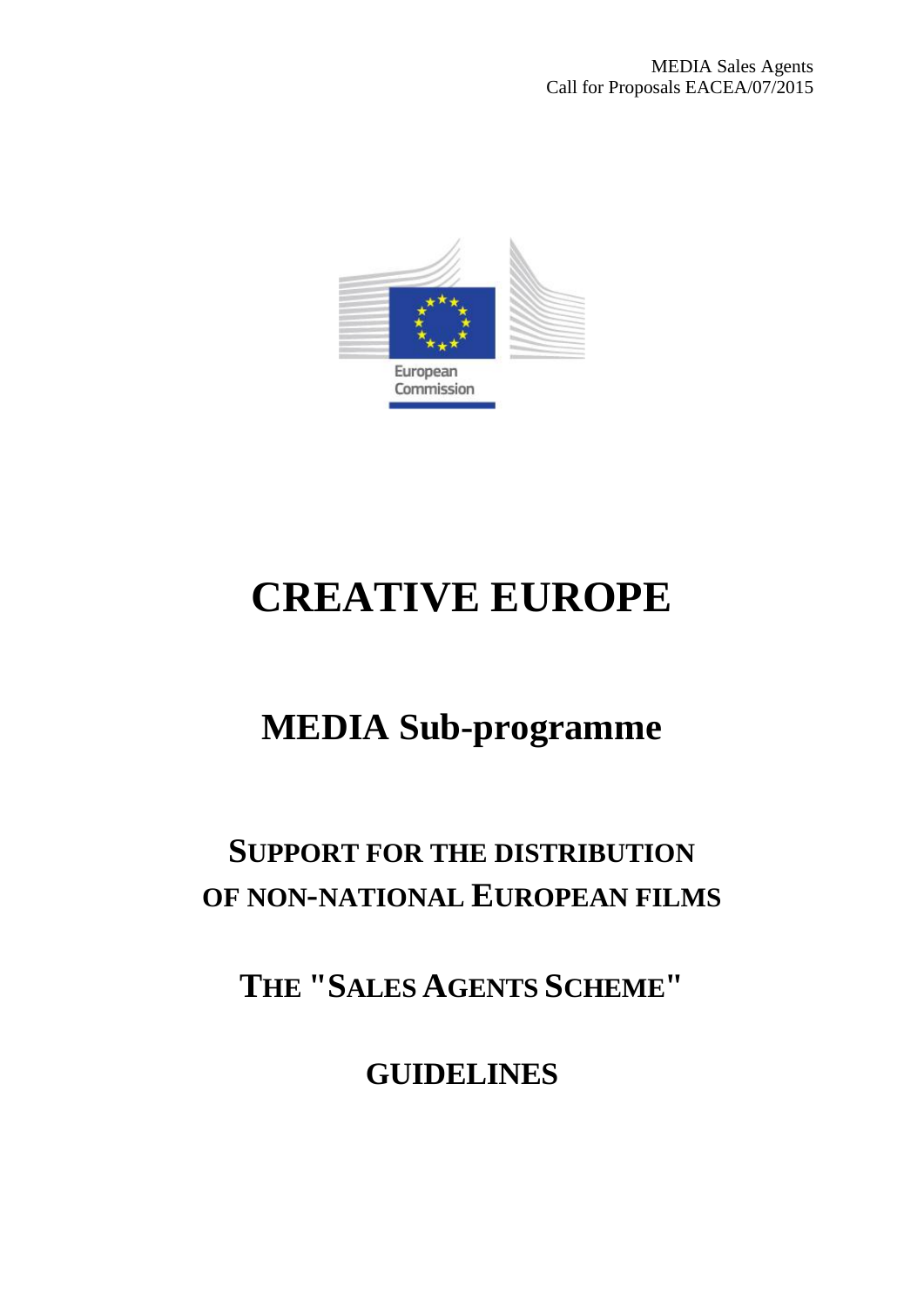MEDIA Sales Agents
Call for Proposals EACEA/07/2015

European Commission

# CREATIVE EUROPE

## MEDIA Sub-programme

## SUPPORT FOR THE DISTRIBUTION OF NON-NATIONAL EUROPEAN FILMS

## THE "SALES AGENTS SCHEME"

## GUIDELINES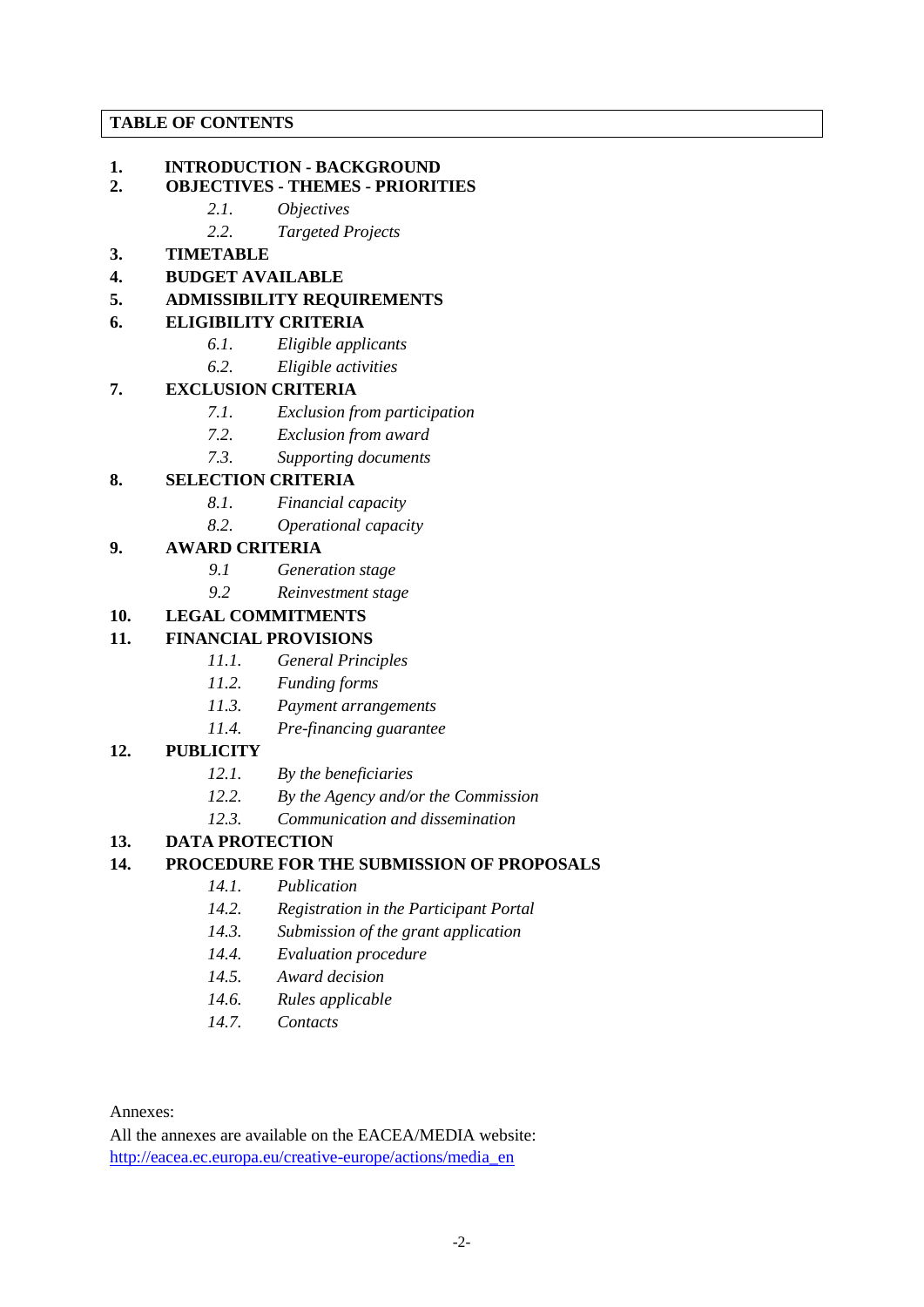**TABLE OF CONTENTS**

**1. INTRODUCTION - BACKGROUND**

**2. OBJECTIVES - THEMES - PRIORITIES**

- *2.1. Objectives*
- *2.2. Targeted Projects*

**3. TIMETABLE**

**4. BUDGET AVAILABLE**

**5. ADMISSIBILITY REQUIREMENTS**

**6. ELIGIBILITY CRITERIA**

- *6.1. Eligible applicants*
- *6.2. Eligible activities*

**7. EXCLUSION CRITERIA**

- *7.1. Exclusion from participation*
- *7.2. Exclusion from award*
- *7.3. Supporting documents*

**8. SELECTION CRITERIA**

- *8.1. Financial capacity*
- *8.2. Operational capacity*

**9. AWARD CRITERIA**

- *9.1 Generation stage*
- *9.2 Reinvestment stage*

**10. LEGAL COMMITMENTS**

**11. FINANCIAL PROVISIONS**

- *11.1. General Principles*
- *11.2. Funding forms*
- *11.3. Payment arrangements*
- *11.4. Pre-financing guarantee*

**12. PUBLICITY**

- *12.1. By the beneficiaries*
- *12.2. By the Agency and/or the Commission*
- *12.3. Communication and dissemination*

**13. DATA PROTECTION**

**14. PROCEDURE FOR THE SUBMISSION OF PROPOSALS**

- *14.1. Publication*
- *14.2. Registration in the Participant Portal*
- *14.3. Submission of the grant application*
- *14.4. Evaluation procedure*
- *14.5. Award decision*
- *14.6. Rules applicable*
- *14.7. Contacts*

Annexes:
All the annexes are available on the EACEA/MEDIA website:
http://eacea.ec.europa.eu/creative-europe/actions/media_en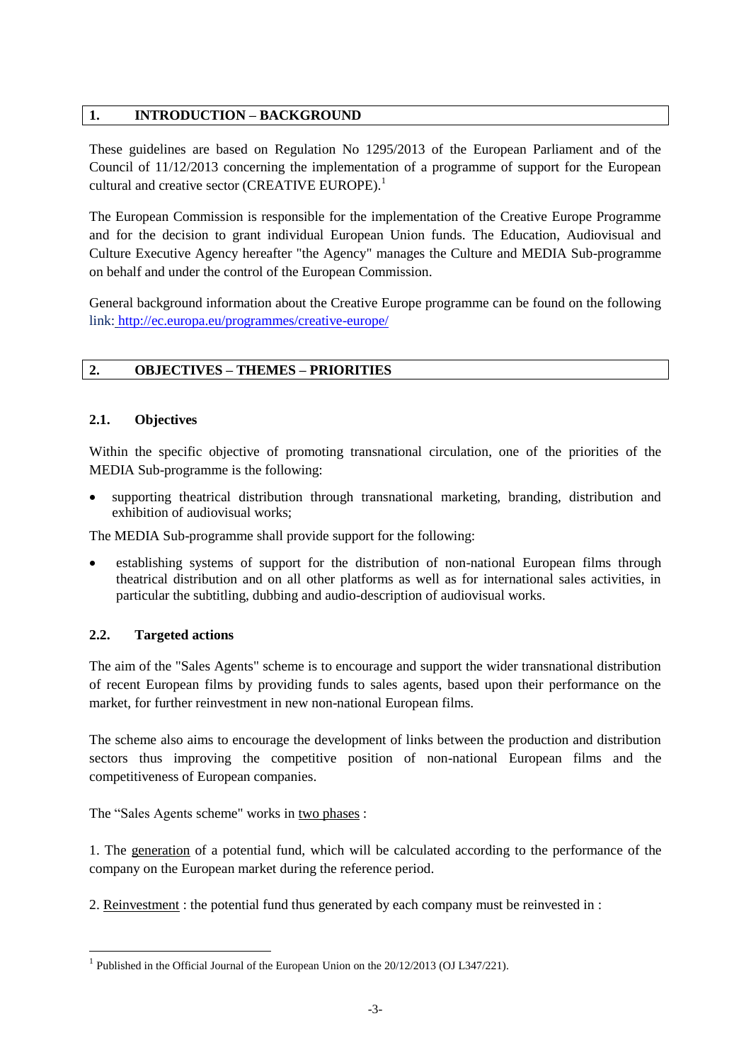## 1. INTRODUCTION – BACKGROUND

These guidelines are based on Regulation No 1295/2013 of the European Parliament and of the Council of 11/12/2013 concerning the implementation of a programme of support for the European cultural and creative sector (CREATIVE EUROPE).[1]

The European Commission is responsible for the implementation of the Creative Europe Programme and for the decision to grant individual European Union funds. The Education, Audiovisual and Culture Executive Agency hereafter "the Agency" manages the Culture and MEDIA Sub-programme on behalf and under the control of the European Commission.

General background information about the Creative Europe programme can be found on the following link: http://ec.europa.eu/programmes/creative-europe/

## 2. OBJECTIVES – THEMES – PRIORITIES

### 2.1. Objectives

Within the specific objective of promoting transnational circulation, one of the priorities of the MEDIA Sub-programme is the following:

- supporting theatrical distribution through transnational marketing, branding, distribution and exhibition of audiovisual works;

The MEDIA Sub-programme shall provide support for the following:

- establishing systems of support for the distribution of non-national European films through theatrical distribution and on all other platforms as well as for international sales activities, in particular the subtitling, dubbing and audio-description of audiovisual works.

### 2.2. Targeted actions

The aim of the "Sales Agents" scheme is to encourage and support the wider transnational distribution of recent European films by providing funds to sales agents, based upon their performance on the market, for further reinvestment in new non-national European films.

The scheme also aims to encourage the development of links between the production and distribution sectors thus improving the competitive position of non-national European films and the competitiveness of European companies.

The “Sales Agents scheme" works in two phases :

1. The generation of a potential fund, which will be calculated according to the performance of the company on the European market during the reference period.

2. Reinvestment : the potential fund thus generated by each company must be reinvested in :

[1] Published in the Official Journal of the European Union on the 20/12/2013 (OJ L347/221).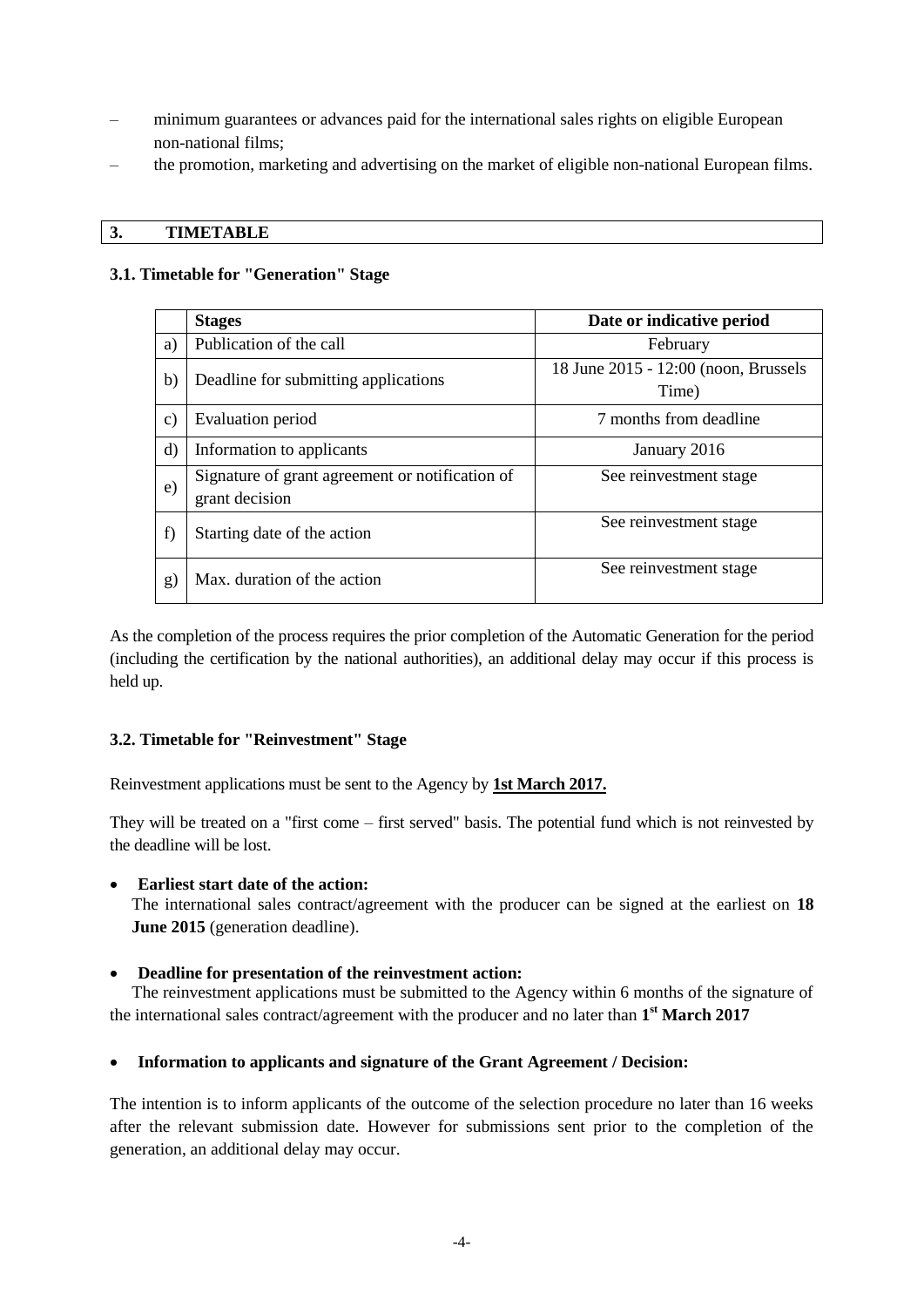– minimum guarantees or advances paid for the international sales rights on eligible European non-national films;
– the promotion, marketing and advertising on the market of eligible non-national European films.

## 3. TIMETABLE

### 3.1. Timetable for "Generation" Stage

| | Stages | Date or indicative period |
|---|---|---|
| a) | Publication of the call | February |
| b) | Deadline for submitting applications | 18 June 2015 - 12:00 (noon, Brussels Time) |
| c) | Evaluation period | 7 months from deadline |
| d) | Information to applicants | January 2016 |
| e) | Signature of grant agreement or notification of grant decision | See reinvestment stage |
| f) | Starting date of the action | See reinvestment stage |
| g) | Max. duration of the action | See reinvestment stage |

As the completion of the process requires the prior completion of the Automatic Generation for the period (including the certification by the national authorities), an additional delay may occur if this process is held up.

### 3.2. Timetable for "Reinvestment" Stage

Reinvestment applications must be sent to the Agency by **1st March 2017.**

They will be treated on a "first come – first served" basis. The potential fund which is not reinvested by the deadline will be lost.

- **Earliest start date of the action:**
  The international sales contract/agreement with the producer can be signed at the earliest on **18 June 2015** (generation deadline).

- **Deadline for presentation of the reinvestment action:**
  The reinvestment applications must be submitted to the Agency within 6 months of the signature of the international sales contract/agreement with the producer and no later than **1st March 2017**

- **Information to applicants and signature of the Grant Agreement / Decision:**

The intention is to inform applicants of the outcome of the selection procedure no later than 16 weeks after the relevant submission date. However for submissions sent prior to the completion of the generation, an additional delay may occur.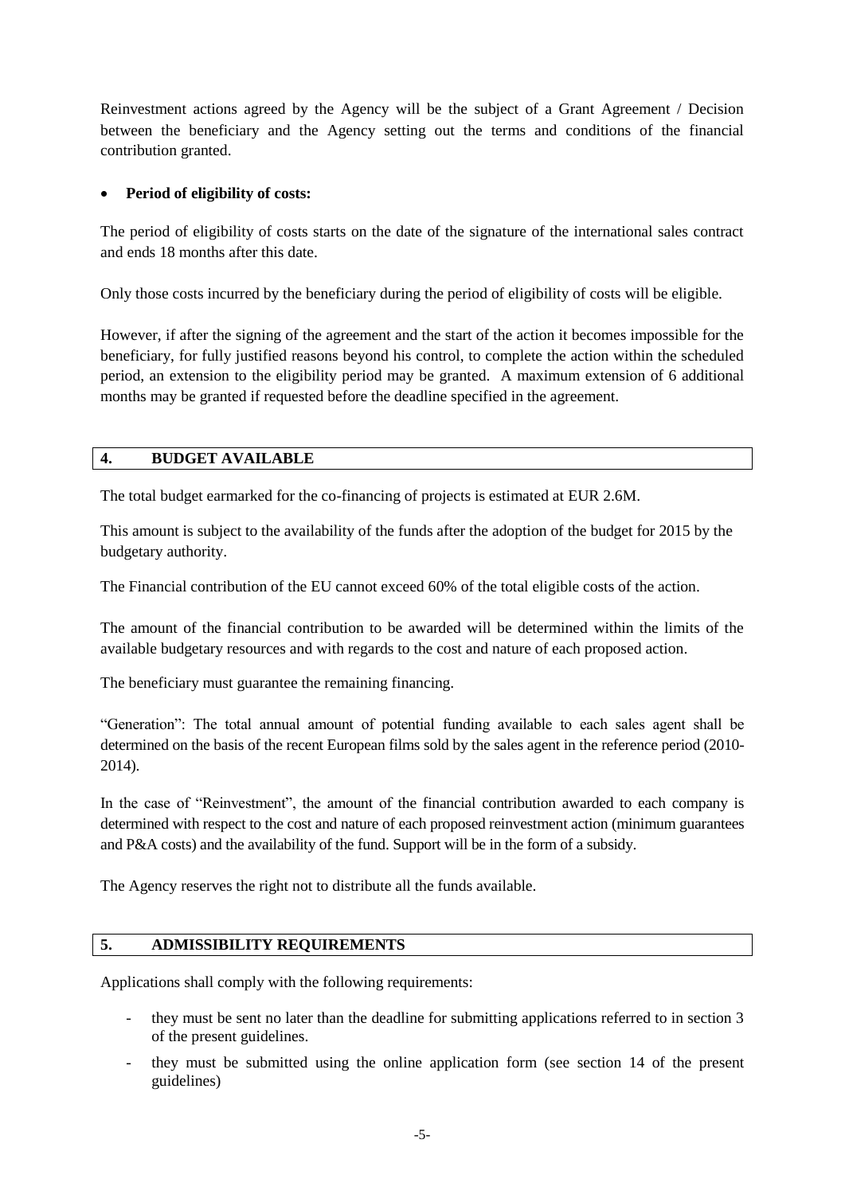Reinvestment actions agreed by the Agency will be the subject of a Grant Agreement / Decision between the beneficiary and the Agency setting out the terms and conditions of the financial contribution granted.

- **Period of eligibility of costs:**

The period of eligibility of costs starts on the date of the signature of the international sales contract and ends 18 months after this date.

Only those costs incurred by the beneficiary during the period of eligibility of costs will be eligible.

However, if after the signing of the agreement and the start of the action it becomes impossible for the beneficiary, for fully justified reasons beyond his control, to complete the action within the scheduled period, an extension to the eligibility period may be granted. A maximum extension of 6 additional months may be granted if requested before the deadline specified in the agreement.

## 4. BUDGET AVAILABLE

The total budget earmarked for the co-financing of projects is estimated at EUR 2.6M.

This amount is subject to the availability of the funds after the adoption of the budget for 2015 by the budgetary authority.

The Financial contribution of the EU cannot exceed 60% of the total eligible costs of the action.

The amount of the financial contribution to be awarded will be determined within the limits of the available budgetary resources and with regards to the cost and nature of each proposed action.

The beneficiary must guarantee the remaining financing.

"Generation": The total annual amount of potential funding available to each sales agent shall be determined on the basis of the recent European films sold by the sales agent in the reference period (2010-2014).

In the case of "Reinvestment", the amount of the financial contribution awarded to each company is determined with respect to the cost and nature of each proposed reinvestment action (minimum guarantees and P&A costs) and the availability of the fund. Support will be in the form of a subsidy.

The Agency reserves the right not to distribute all the funds available.

## 5. ADMISSIBILITY REQUIREMENTS

Applications shall comply with the following requirements:

- they must be sent no later than the deadline for submitting applications referred to in section 3 of the present guidelines.
- they must be submitted using the online application form (see section 14 of the present guidelines)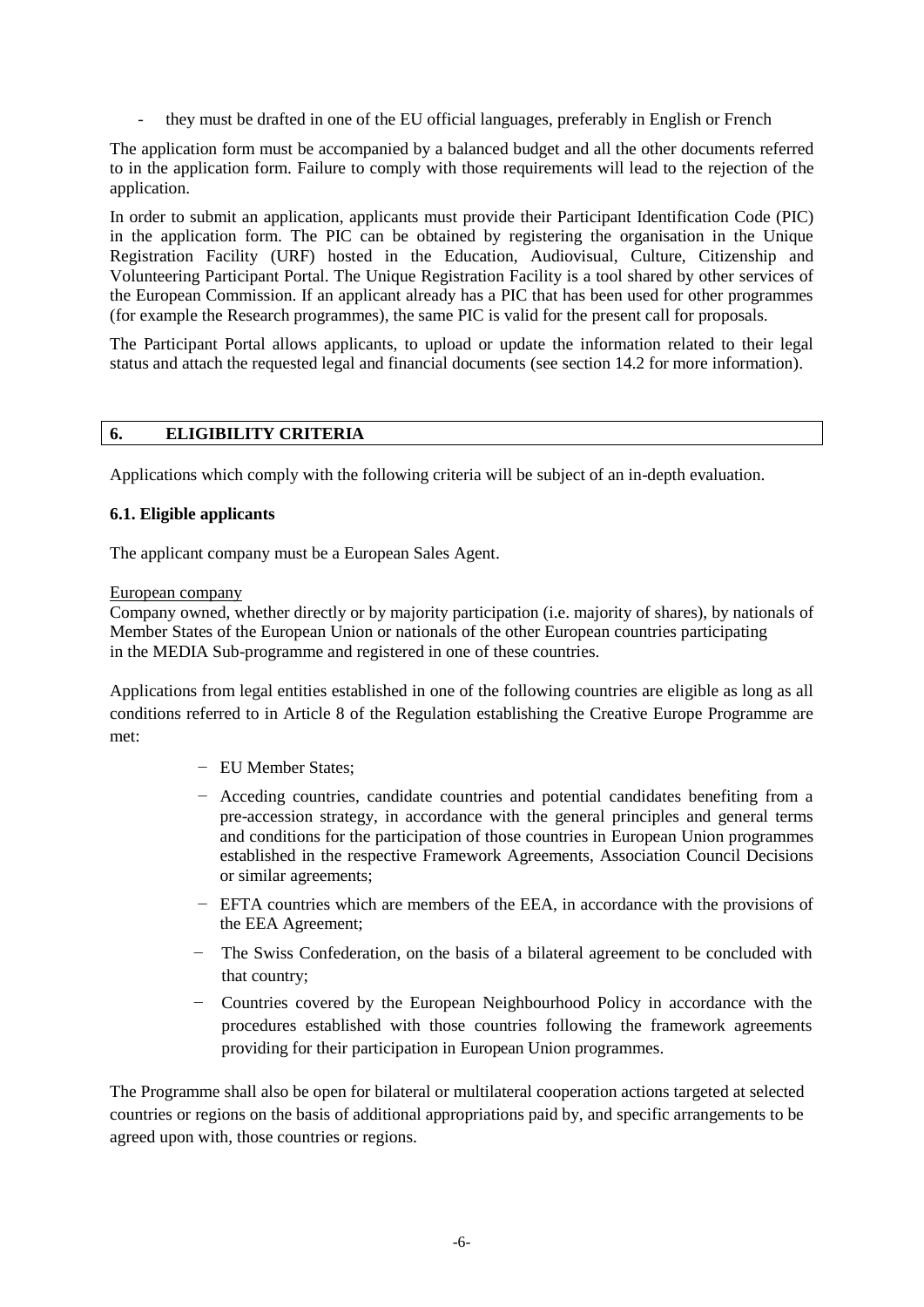- they must be drafted in one of the EU official languages, preferably in English or French

The application form must be accompanied by a balanced budget and all the other documents referred to in the application form. Failure to comply with those requirements will lead to the rejection of the application.

In order to submit an application, applicants must provide their Participant Identification Code (PIC) in the application form. The PIC can be obtained by registering the organisation in the Unique Registration Facility (URF) hosted in the Education, Audiovisual, Culture, Citizenship and Volunteering Participant Portal. The Unique Registration Facility is a tool shared by other services of the European Commission. If an applicant already has a PIC that has been used for other programmes (for example the Research programmes), the same PIC is valid for the present call for proposals.

The Participant Portal allows applicants, to upload or update the information related to their legal status and attach the requested legal and financial documents (see section 14.2 for more information).

## 6. ELIGIBILITY CRITERIA

Applications which comply with the following criteria will be subject of an in-depth evaluation.

### 6.1. Eligible applicants

The applicant company must be a European Sales Agent.

European company

Company owned, whether directly or by majority participation (i.e. majority of shares), by nationals of Member States of the European Union or nationals of the other European countries participating in the MEDIA Sub-programme and registered in one of these countries.

Applications from legal entities established in one of the following countries are eligible as long as all conditions referred to in Article 8 of the Regulation establishing the Creative Europe Programme are met:

- EU Member States;
- Acceding countries, candidate countries and potential candidates benefiting from a pre-accession strategy, in accordance with the general principles and general terms and conditions for the participation of those countries in European Union programmes established in the respective Framework Agreements, Association Council Decisions or similar agreements;
- EFTA countries which are members of the EEA, in accordance with the provisions of the EEA Agreement;
- The Swiss Confederation, on the basis of a bilateral agreement to be concluded with that country;
- Countries covered by the European Neighbourhood Policy in accordance with the procedures established with those countries following the framework agreements providing for their participation in European Union programmes.

The Programme shall also be open for bilateral or multilateral cooperation actions targeted at selected countries or regions on the basis of additional appropriations paid by, and specific arrangements to be agreed upon with, those countries or regions.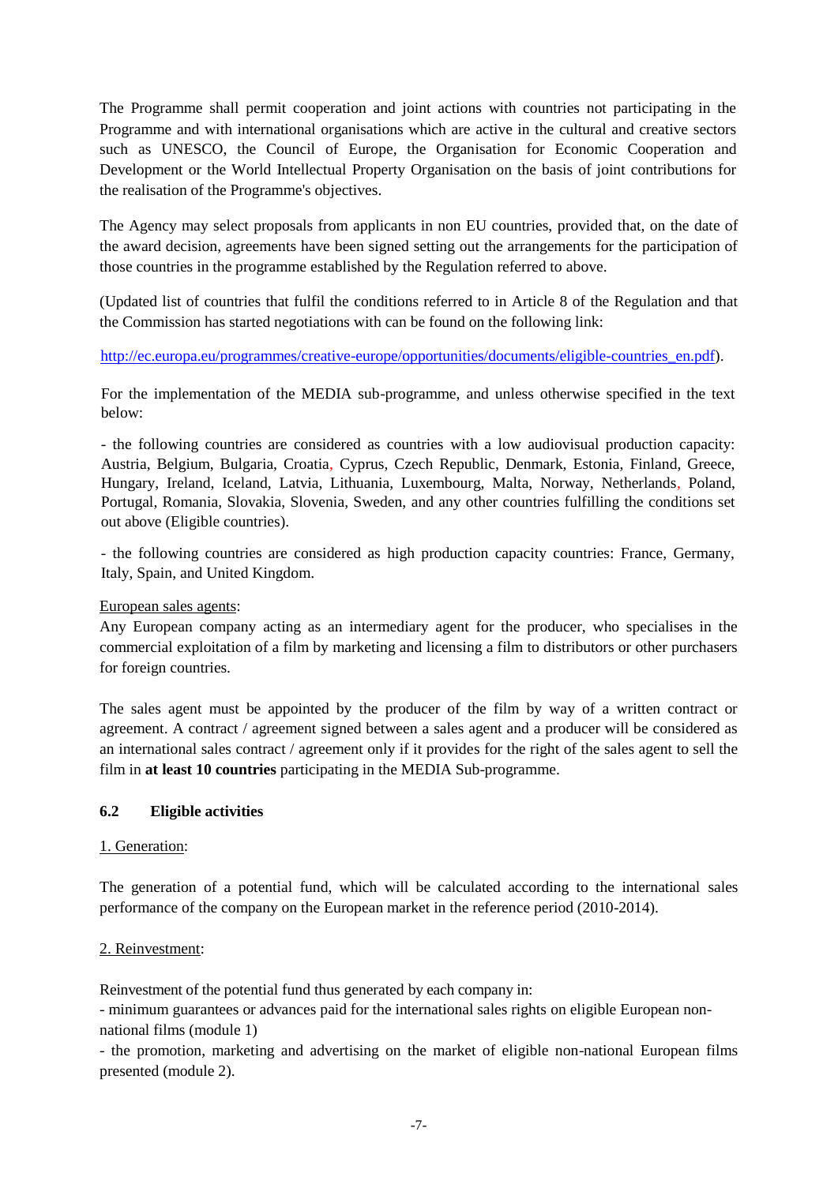The Programme shall permit cooperation and joint actions with countries not participating in the Programme and with international organisations which are active in the cultural and creative sectors such as UNESCO, the Council of Europe, the Organisation for Economic Cooperation and Development or the World Intellectual Property Organisation on the basis of joint contributions for the realisation of the Programme's objectives.

The Agency may select proposals from applicants in non EU countries, provided that, on the date of the award decision, agreements have been signed setting out the arrangements for the participation of those countries in the programme established by the Regulation referred to above.

(Updated list of countries that fulfil the conditions referred to in Article 8 of the Regulation and that the Commission has started negotiations with can be found on the following link:

[http://ec.europa.eu/programmes/creative-europe/opportunities/documents/eligible-countries_en.pdf](http://ec.europa.eu/programmes/creative-europe/opportunities/documents/eligible-countries_en.pdf)).

For the implementation of the MEDIA sub-programme, and unless otherwise specified in the text below:

- the following countries are considered as countries with a low audiovisual production capacity: Austria, Belgium, Bulgaria, Croatia, Cyprus, Czech Republic, Denmark, Estonia, Finland, Greece, Hungary, Ireland, Iceland, Latvia, Lithuania, Luxembourg, Malta, Norway, Netherlands, Poland, Portugal, Romania, Slovakia, Slovenia, Sweden, and any other countries fulfilling the conditions set out above (Eligible countries).

- the following countries are considered as high production capacity countries: France, Germany, Italy, Spain, and United Kingdom.

European sales agents:
Any European company acting as an intermediary agent for the producer, who specialises in the commercial exploitation of a film by marketing and licensing a film to distributors or other purchasers for foreign countries.

The sales agent must be appointed by the producer of the film by way of a written contract or agreement. A contract / agreement signed between a sales agent and a producer will be considered as an international sales contract / agreement only if it provides for the right of the sales agent to sell the film in **at least 10 countries** participating in the MEDIA Sub-programme.

### 6.2 Eligible activities

1. Generation:

The generation of a potential fund, which will be calculated according to the international sales performance of the company on the European market in the reference period (2010-2014).

2. Reinvestment:

Reinvestment of the potential fund thus generated by each company in:
- minimum guarantees or advances paid for the international sales rights on eligible European non-national films (module 1)
- the promotion, marketing and advertising on the market of eligible non-national European films presented (module 2).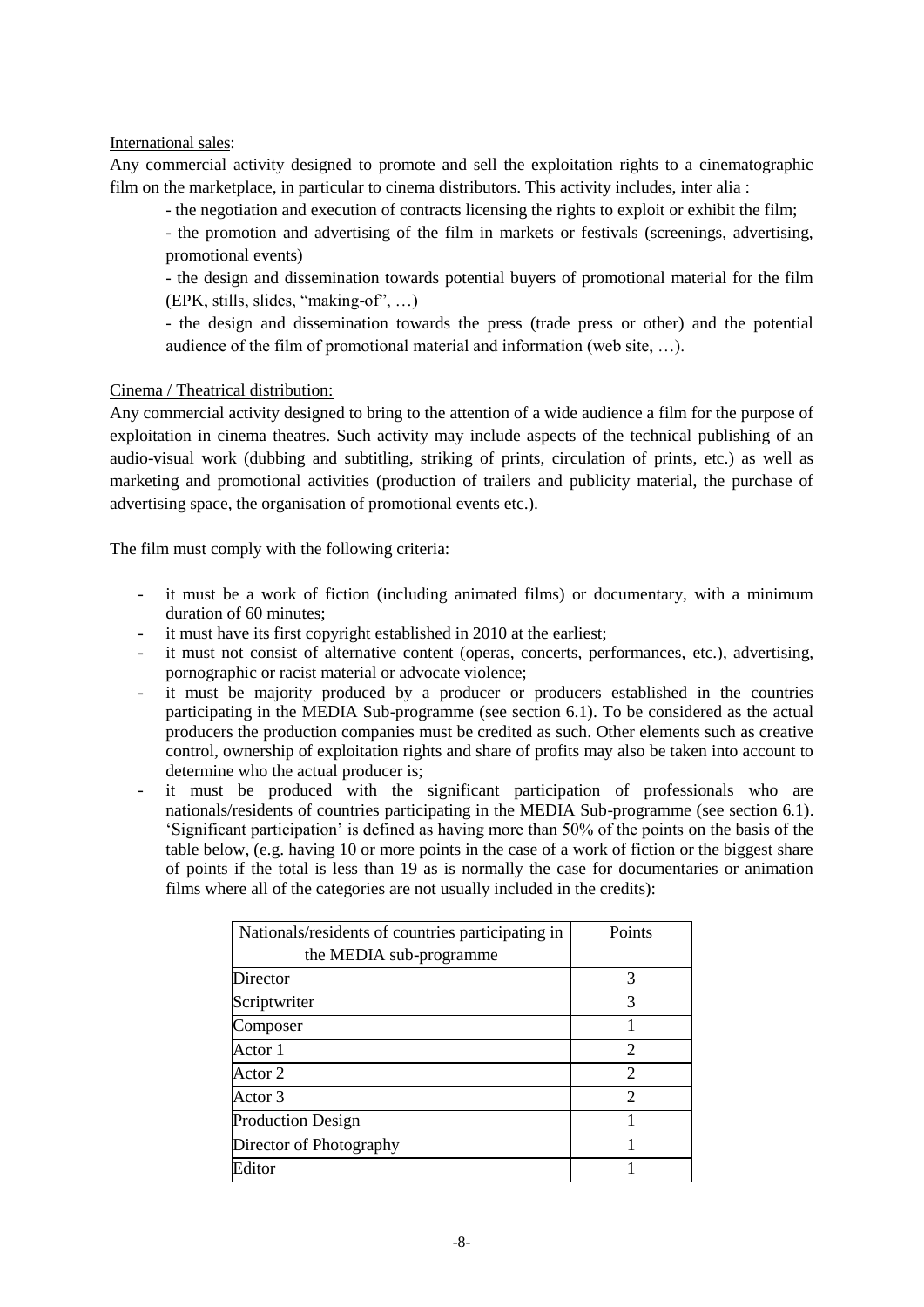International sales:

Any commercial activity designed to promote and sell the exploitation rights to a cinematographic film on the marketplace, in particular to cinema distributors. This activity includes, inter alia :

- the negotiation and execution of contracts licensing the rights to exploit or exhibit the film;
- the promotion and advertising of the film in markets or festivals (screenings, advertising, promotional events)
- the design and dissemination towards potential buyers of promotional material for the film (EPK, stills, slides, "making-of", …)
- the design and dissemination towards the press (trade press or other) and the potential audience of the film of promotional material and information (web site, …).

Cinema / Theatrical distribution:

Any commercial activity designed to bring to the attention of a wide audience a film for the purpose of exploitation in cinema theatres. Such activity may include aspects of the technical publishing of an audio-visual work (dubbing and subtitling, striking of prints, circulation of prints, etc.) as well as marketing and promotional activities (production of trailers and publicity material, the purchase of advertising space, the organisation of promotional events etc.).

The film must comply with the following criteria:

- it must be a work of fiction (including animated films) or documentary, with a minimum duration of 60 minutes;
- it must have its first copyright established in 2010 at the earliest;
- it must not consist of alternative content (operas, concerts, performances, etc.), advertising, pornographic or racist material or advocate violence;
- it must be majority produced by a producer or producers established in the countries participating in the MEDIA Sub-programme (see section 6.1). To be considered as the actual producers the production companies must be credited as such. Other elements such as creative control, ownership of exploitation rights and share of profits may also be taken into account to determine who the actual producer is;
- it must be produced with the significant participation of professionals who are nationals/residents of countries participating in the MEDIA Sub-programme (see section 6.1). 'Significant participation' is defined as having more than 50% of the points on the basis of the table below, (e.g. having 10 or more points in the case of a work of fiction or the biggest share of points if the total is less than 19 as is normally the case for documentaries or animation films where all of the categories are not usually included in the credits):

| Nationals/residents of countries participating in the MEDIA sub-programme | Points |
|---|---|
| Director | 3 |
| Scriptwriter | 3 |
| Composer | 1 |
| Actor 1 | 2 |
| Actor 2 | 2 |
| Actor 3 | 2 |
| Production Design | 1 |
| Director of Photography | 1 |
| Editor | 1 |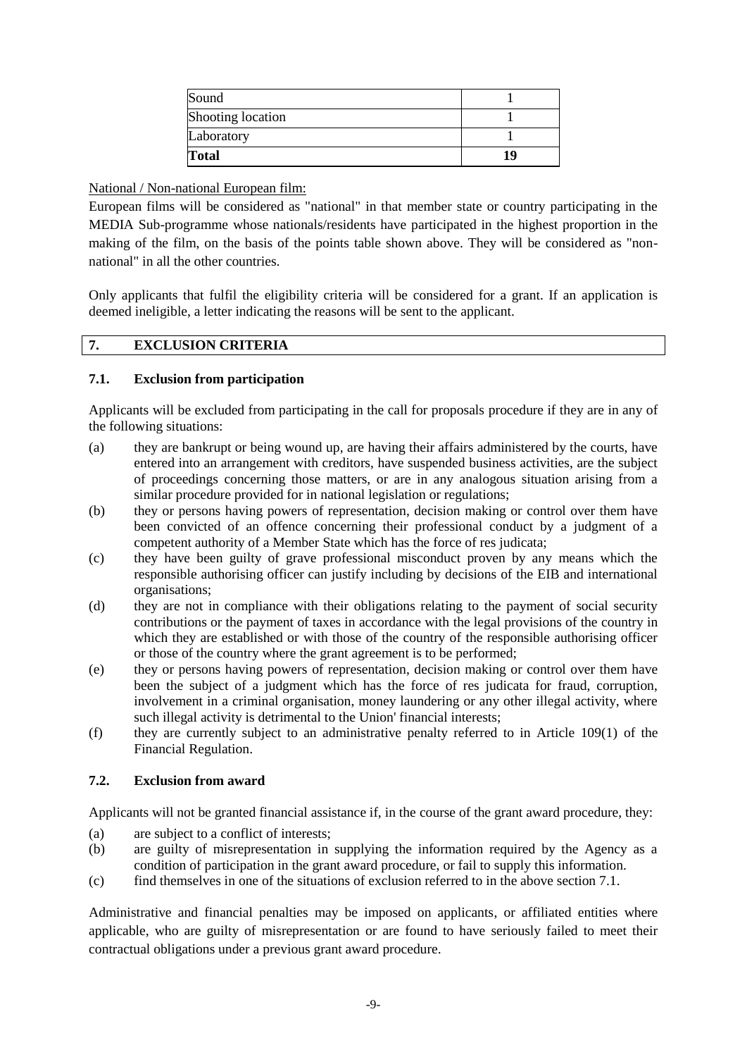| | |
|---|---|
| Sound | 1 |
| Shooting location | 1 |
| Laboratory | 1 |
| **Total** | **19** |

National / Non-national European film:

European films will be considered as "national" in that member state or country participating in the MEDIA Sub-programme whose nationals/residents have participated in the highest proportion in the making of the film, on the basis of the points table shown above. They will be considered as "non-national" in all the other countries.

Only applicants that fulfil the eligibility criteria will be considered for a grant. If an application is deemed ineligible, a letter indicating the reasons will be sent to the applicant.

## 7. EXCLUSION CRITERIA

### 7.1. Exclusion from participation

Applicants will be excluded from participating in the call for proposals procedure if they are in any of the following situations:

(a) they are bankrupt or being wound up, are having their affairs administered by the courts, have entered into an arrangement with creditors, have suspended business activities, are the subject of proceedings concerning those matters, or are in any analogous situation arising from a similar procedure provided for in national legislation or regulations;

(b) they or persons having powers of representation, decision making or control over them have been convicted of an offence concerning their professional conduct by a judgment of a competent authority of a Member State which has the force of res judicata;

(c) they have been guilty of grave professional misconduct proven by any means which the responsible authorising officer can justify including by decisions of the EIB and international organisations;

(d) they are not in compliance with their obligations relating to the payment of social security contributions or the payment of taxes in accordance with the legal provisions of the country in which they are established or with those of the country of the responsible authorising officer or those of the country where the grant agreement is to be performed;

(e) they or persons having powers of representation, decision making or control over them have been the subject of a judgment which has the force of res judicata for fraud, corruption, involvement in a criminal organisation, money laundering or any other illegal activity, where such illegal activity is detrimental to the Union' financial interests;

(f) they are currently subject to an administrative penalty referred to in Article 109(1) of the Financial Regulation.

### 7.2. Exclusion from award

Applicants will not be granted financial assistance if, in the course of the grant award procedure, they:

(a) are subject to a conflict of interests;

(b) are guilty of misrepresentation in supplying the information required by the Agency as a condition of participation in the grant award procedure, or fail to supply this information.

(c) find themselves in one of the situations of exclusion referred to in the above section 7.1.

Administrative and financial penalties may be imposed on applicants, or affiliated entities where applicable, who are guilty of misrepresentation or are found to have seriously failed to meet their contractual obligations under a previous grant award procedure.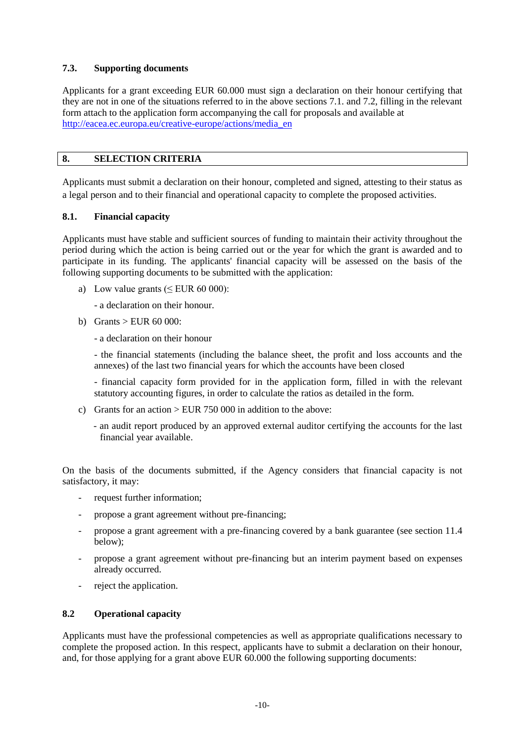### 7.3. Supporting documents

Applicants for a grant exceeding EUR 60.000 must sign a declaration on their honour certifying that they are not in one of the situations referred to in the above sections 7.1. and 7.2, filling in the relevant form attach to the application form accompanying the call for proposals and available at http://eacea.ec.europa.eu/creative-europe/actions/media_en

## 8. SELECTION CRITERIA

Applicants must submit a declaration on their honour, completed and signed, attesting to their status as a legal person and to their financial and operational capacity to complete the proposed activities.

### 8.1. Financial capacity

Applicants must have stable and sufficient sources of funding to maintain their activity throughout the period during which the action is being carried out or the year for which the grant is awarded and to participate in its funding. The applicants' financial capacity will be assessed on the basis of the following supporting documents to be submitted with the application:

a) Low value grants (≤ EUR 60 000):

   - a declaration on their honour.

b) Grants > EUR 60 000:

   - a declaration on their honour

   - the financial statements (including the balance sheet, the profit and loss accounts and the annexes) of the last two financial years for which the accounts have been closed

   - financial capacity form provided for in the application form, filled in with the relevant statutory accounting figures, in order to calculate the ratios as detailed in the form.

c) Grants for an action > EUR 750 000 in addition to the above:

   - an audit report produced by an approved external auditor certifying the accounts for the last financial year available.

On the basis of the documents submitted, if the Agency considers that financial capacity is not satisfactory, it may:

- request further information;
- propose a grant agreement without pre-financing;
- propose a grant agreement with a pre-financing covered by a bank guarantee (see section 11.4 below);
- propose a grant agreement without pre-financing but an interim payment based on expenses already occurred.
- reject the application.

### 8.2 Operational capacity

Applicants must have the professional competencies as well as appropriate qualifications necessary to complete the proposed action. In this respect, applicants have to submit a declaration on their honour, and, for those applying for a grant above EUR 60.000 the following supporting documents: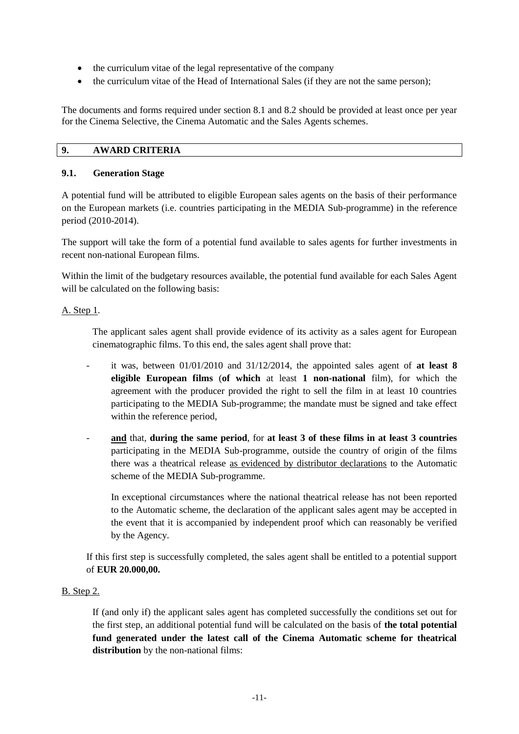- the curriculum vitae of the legal representative of the company
- the curriculum vitae of the Head of International Sales (if they are not the same person);

The documents and forms required under section 8.1 and 8.2 should be provided at least once per year for the Cinema Selective, the Cinema Automatic and the Sales Agents schemes.

## 9. AWARD CRITERIA

### 9.1. Generation Stage

A potential fund will be attributed to eligible European sales agents on the basis of their performance on the European markets (i.e. countries participating in the MEDIA Sub-programme) in the reference period (2010-2014).

The support will take the form of a potential fund available to sales agents for further investments in recent non-national European films.

Within the limit of the budgetary resources available, the potential fund available for each Sales Agent will be calculated on the following basis:

A. Step 1.

The applicant sales agent shall provide evidence of its activity as a sales agent for European cinematographic films. To this end, the sales agent shall prove that:

- it was, between 01/01/2010 and 31/12/2014, the appointed sales agent of **at least 8 eligible European films** (**of which** at least **1 non-national** film), for which the agreement with the producer provided the right to sell the film in at least 10 countries participating to the MEDIA Sub-programme; the mandate must be signed and take effect within the reference period,
- **and** that, **during the same period**, for **at least 3 of these films in at least 3 countries** participating in the MEDIA Sub-programme, outside the country of origin of the films there was a theatrical release as evidenced by distributor declarations to the Automatic scheme of the MEDIA Sub-programme.

  In exceptional circumstances where the national theatrical release has not been reported to the Automatic scheme, the declaration of the applicant sales agent may be accepted in the event that it is accompanied by independent proof which can reasonably be verified by the Agency.

If this first step is successfully completed, the sales agent shall be entitled to a potential support of **EUR 20.000,00.**

B. Step 2.

If (and only if) the applicant sales agent has completed successfully the conditions set out for the first step, an additional potential fund will be calculated on the basis of **the total potential fund generated under the latest call of the Cinema Automatic scheme for theatrical distribution** by the non-national films: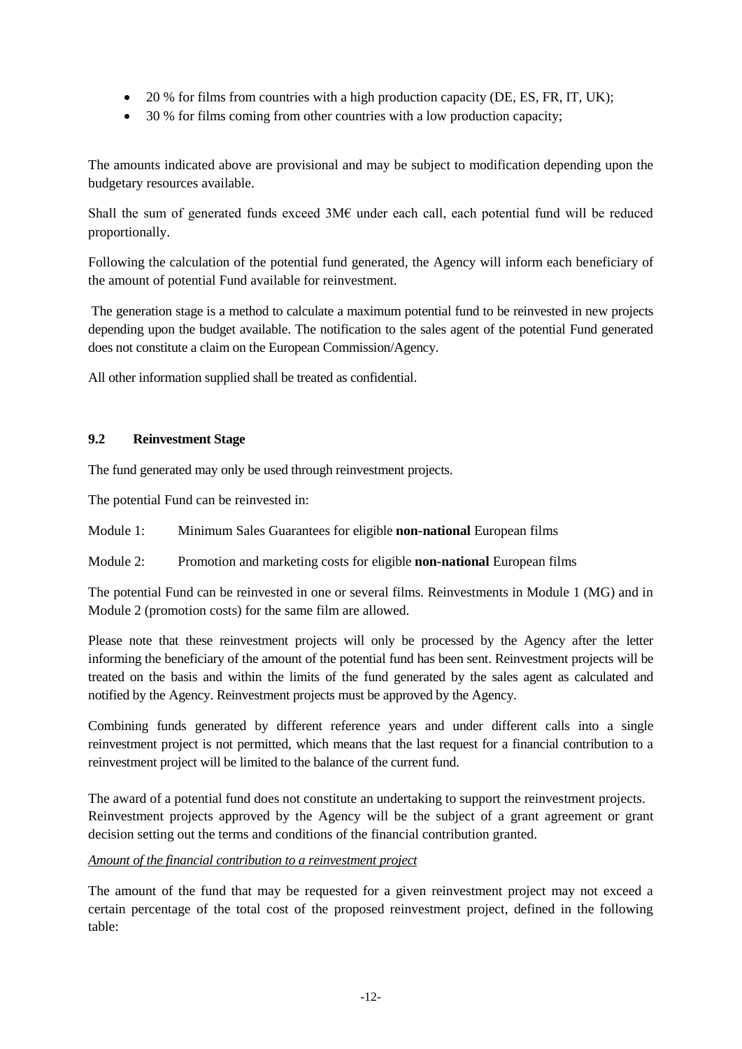- 20 % for films from countries with a high production capacity (DE, ES, FR, IT, UK);
- 30 % for films coming from other countries with a low production capacity;

The amounts indicated above are provisional and may be subject to modification depending upon the budgetary resources available.

Shall the sum of generated funds exceed 3M€ under each call, each potential fund will be reduced proportionally.

Following the calculation of the potential fund generated, the Agency will inform each beneficiary of the amount of potential Fund available for reinvestment.

The generation stage is a method to calculate a maximum potential fund to be reinvested in new projects depending upon the budget available. The notification to the sales agent of the potential Fund generated does not constitute a claim on the European Commission/Agency.

All other information supplied shall be treated as confidential.

### 9.2 Reinvestment Stage

The fund generated may only be used through reinvestment projects.

The potential Fund can be reinvested in:

Module 1: Minimum Sales Guarantees for eligible **non-national** European films

Module 2: Promotion and marketing costs for eligible **non-national** European films

The potential Fund can be reinvested in one or several films. Reinvestments in Module 1 (MG) and in Module 2 (promotion costs) for the same film are allowed.

Please note that these reinvestment projects will only be processed by the Agency after the letter informing the beneficiary of the amount of the potential fund has been sent. Reinvestment projects will be treated on the basis and within the limits of the fund generated by the sales agent as calculated and notified by the Agency. Reinvestment projects must be approved by the Agency.

Combining funds generated by different reference years and under different calls into a single reinvestment project is not permitted, which means that the last request for a financial contribution to a reinvestment project will be limited to the balance of the current fund.

The award of a potential fund does not constitute an undertaking to support the reinvestment projects. Reinvestment projects approved by the Agency will be the subject of a grant agreement or grant decision setting out the terms and conditions of the financial contribution granted.

*Amount of the financial contribution to a reinvestment project*

The amount of the fund that may be requested for a given reinvestment project may not exceed a certain percentage of the total cost of the proposed reinvestment project, defined in the following table: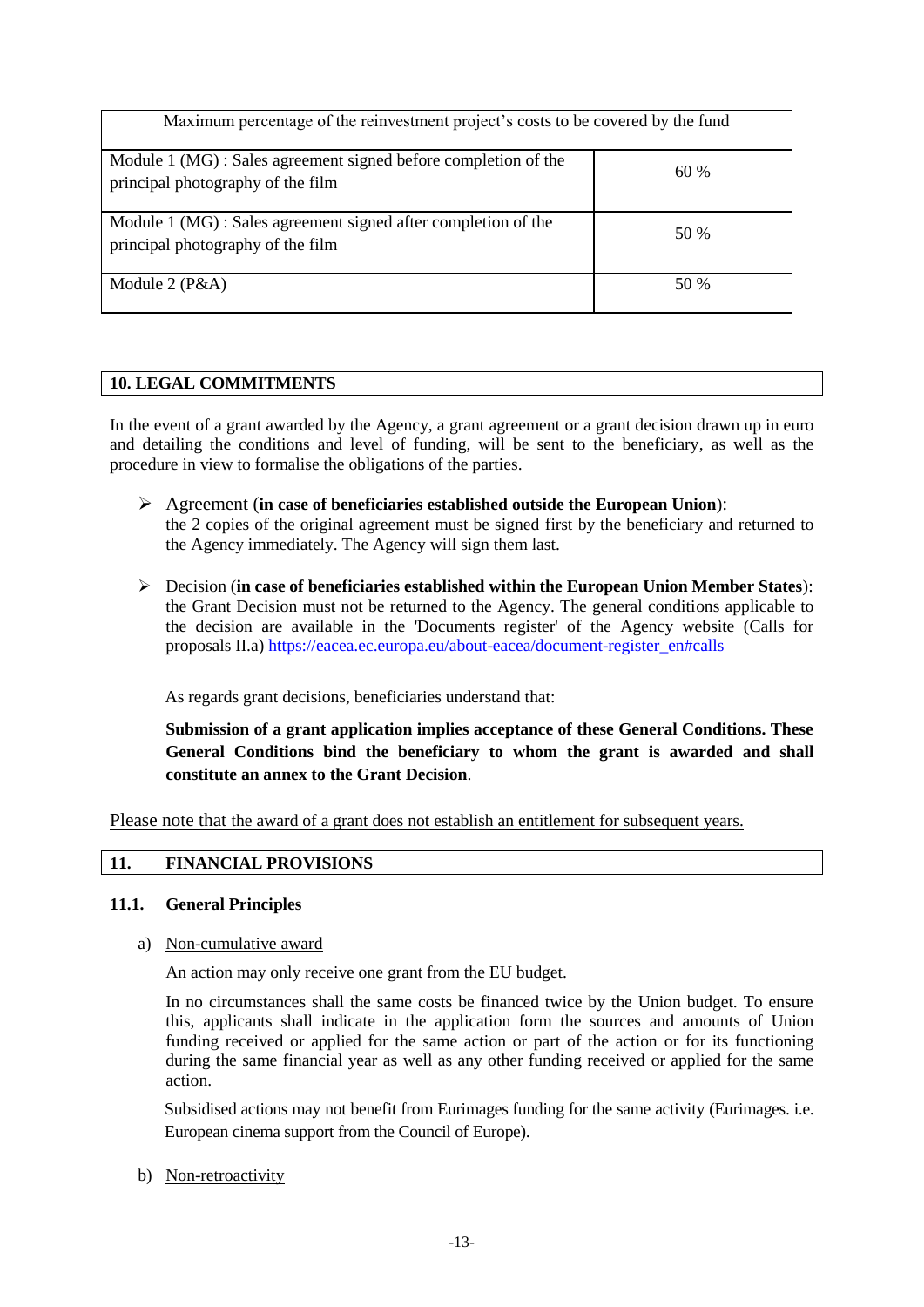| Maximum percentage of the reinvestment project's costs to be covered by the fund | |
|---|---|
| Module 1 (MG) : Sales agreement signed before completion of the principal photography of the film | 60 % |
| Module 1 (MG) : Sales agreement signed after completion of the principal photography of the film | 50 % |
| Module 2 (P&A) | 50 % |

## 10. LEGAL COMMITMENTS

In the event of a grant awarded by the Agency, a grant agreement or a grant decision drawn up in euro and detailing the conditions and level of funding, will be sent to the beneficiary, as well as the procedure in view to formalise the obligations of the parties.

- Agreement (**in case of beneficiaries established outside the European Union**):
  the 2 copies of the original agreement must be signed first by the beneficiary and returned to the Agency immediately. The Agency will sign them last.

- Decision (**in case of beneficiaries established within the European Union Member States**):
  the Grant Decision must not be returned to the Agency. The general conditions applicable to the decision are available in the 'Documents register' of the Agency website (Calls for proposals II.a) https://eacea.ec.europa.eu/about-eacea/document-register_en#calls

  As regards grant decisions, beneficiaries understand that:

  **Submission of a grant application implies acceptance of these General Conditions. These General Conditions bind the beneficiary to whom the grant is awarded and shall constitute an annex to the Grant Decision**.

Please note that the award of a grant does not establish an entitlement for subsequent years.

## 11. FINANCIAL PROVISIONS

### 11.1. General Principles

a) Non-cumulative award

An action may only receive one grant from the EU budget.

In no circumstances shall the same costs be financed twice by the Union budget. To ensure this, applicants shall indicate in the application form the sources and amounts of Union funding received or applied for the same action or part of the action or for its functioning during the same financial year as well as any other funding received or applied for the same action.

Subsidised actions may not benefit from Eurimages funding for the same activity (Eurimages. i.e. European cinema support from the Council of Europe).

b) Non-retroactivity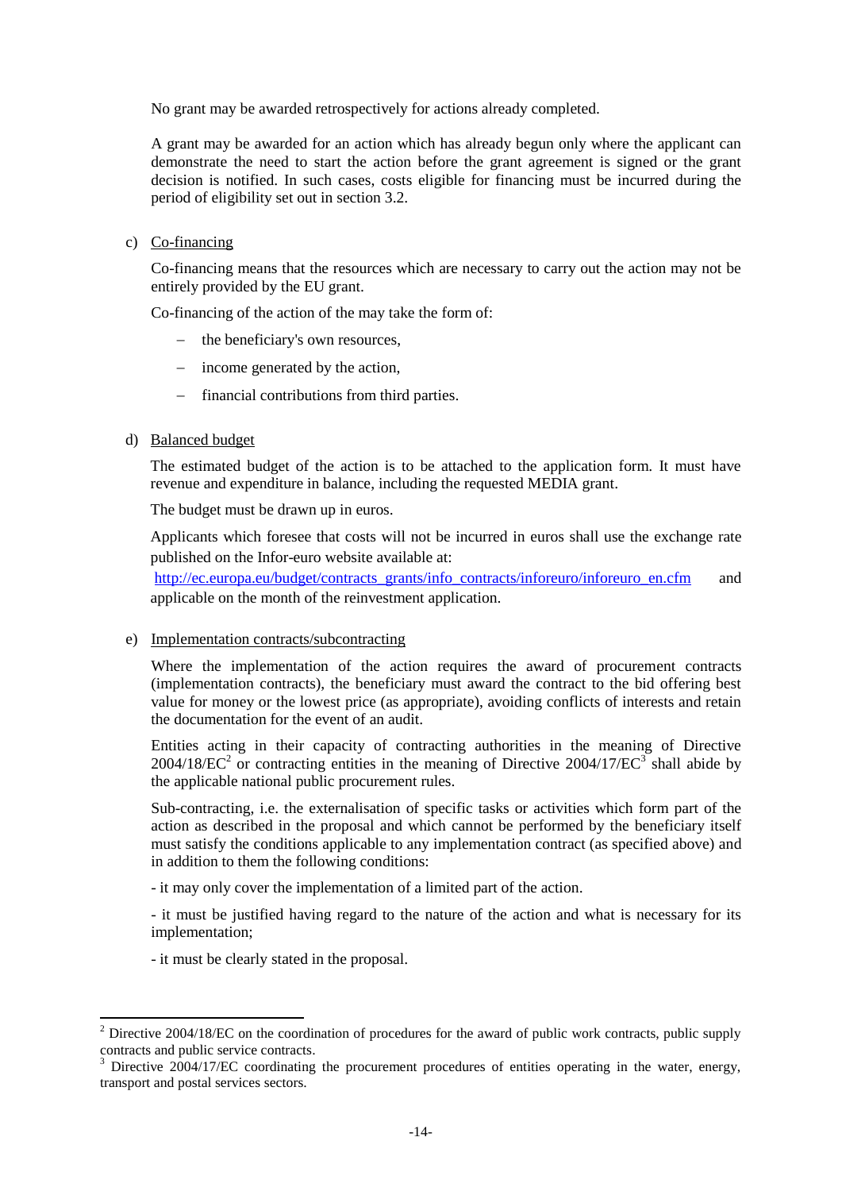No grant may be awarded retrospectively for actions already completed.

A grant may be awarded for an action which has already begun only where the applicant can demonstrate the need to start the action before the grant agreement is signed or the grant decision is notified. In such cases, costs eligible for financing must be incurred during the period of eligibility set out in section 3.2.

c) Co-financing

Co-financing means that the resources which are necessary to carry out the action may not be entirely provided by the EU grant.

Co-financing of the action of the may take the form of:

- the beneficiary's own resources,
- income generated by the action,
- financial contributions from third parties.

d) Balanced budget

The estimated budget of the action is to be attached to the application form. It must have revenue and expenditure in balance, including the requested MEDIA grant.

The budget must be drawn up in euros.

Applicants which foresee that costs will not be incurred in euros shall use the exchange rate published on the Infor-euro website available at:
http://ec.europa.eu/budget/contracts_grants/info_contracts/inforeuro/inforeuro_en.cfm and applicable on the month of the reinvestment application.

e) Implementation contracts/subcontracting

Where the implementation of the action requires the award of procurement contracts (implementation contracts), the beneficiary must award the contract to the bid offering best value for money or the lowest price (as appropriate), avoiding conflicts of interests and retain the documentation for the event of an audit.

Entities acting in their capacity of contracting authorities in the meaning of Directive 2004/18/EC[2] or contracting entities in the meaning of Directive 2004/17/EC[3] shall abide by the applicable national public procurement rules.

Sub-contracting, i.e. the externalisation of specific tasks or activities which form part of the action as described in the proposal and which cannot be performed by the beneficiary itself must satisfy the conditions applicable to any implementation contract (as specified above) and in addition to them the following conditions:

- it may only cover the implementation of a limited part of the action.

- it must be justified having regard to the nature of the action and what is necessary for its implementation;

- it must be clearly stated in the proposal.

---

[2] Directive 2004/18/EC on the coordination of procedures for the award of public work contracts, public supply contracts and public service contracts.

[3] Directive 2004/17/EC coordinating the procurement procedures of entities operating in the water, energy, transport and postal services sectors.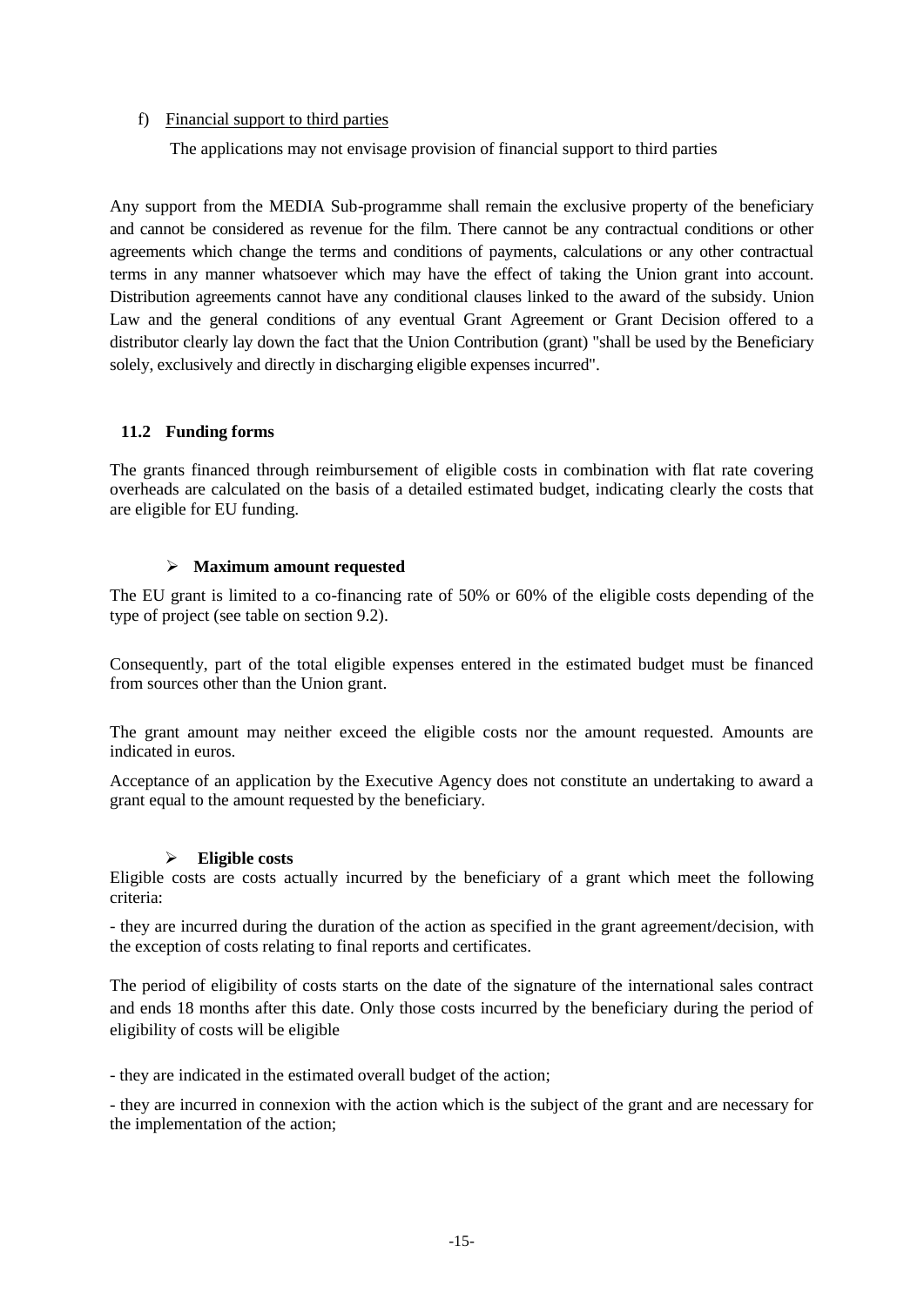f) Financial support to third parties

The applications may not envisage provision of financial support to third parties

Any support from the MEDIA Sub-programme shall remain the exclusive property of the beneficiary and cannot be considered as revenue for the film. There cannot be any contractual conditions or other agreements which change the terms and conditions of payments, calculations or any other contractual terms in any manner whatsoever which may have the effect of taking the Union grant into account. Distribution agreements cannot have any conditional clauses linked to the award of the subsidy. Union Law and the general conditions of any eventual Grant Agreement or Grant Decision offered to a distributor clearly lay down the fact that the Union Contribution (grant) "shall be used by the Beneficiary solely, exclusively and directly in discharging eligible expenses incurred".

### 11.2 Funding forms

The grants financed through reimbursement of eligible costs in combination with flat rate covering overheads are calculated on the basis of a detailed estimated budget, indicating clearly the costs that are eligible for EU funding.

- **Maximum amount requested**

The EU grant is limited to a co-financing rate of 50% or 60% of the eligible costs depending of the type of project (see table on section 9.2).

Consequently, part of the total eligible expenses entered in the estimated budget must be financed from sources other than the Union grant.

The grant amount may neither exceed the eligible costs nor the amount requested. Amounts are indicated in euros.

Acceptance of an application by the Executive Agency does not constitute an undertaking to award a grant equal to the amount requested by the beneficiary.

- **Eligible costs**

Eligible costs are costs actually incurred by the beneficiary of a grant which meet the following criteria:

- they are incurred during the duration of the action as specified in the grant agreement/decision, with the exception of costs relating to final reports and certificates.

The period of eligibility of costs starts on the date of the signature of the international sales contract and ends 18 months after this date. Only those costs incurred by the beneficiary during the period of eligibility of costs will be eligible

- they are indicated in the estimated overall budget of the action;

- they are incurred in connexion with the action which is the subject of the grant and are necessary for the implementation of the action;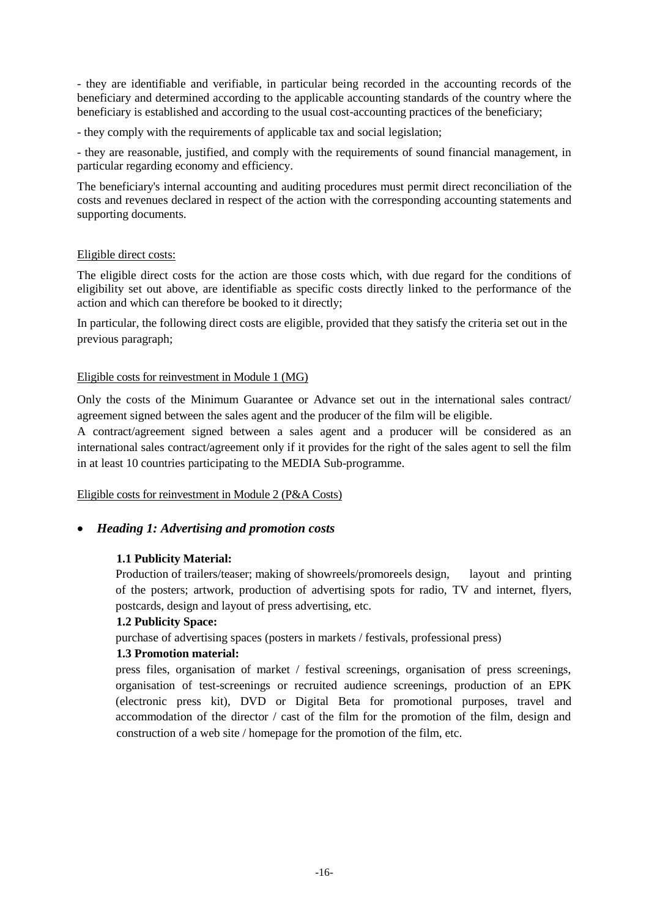- they are identifiable and verifiable, in particular being recorded in the accounting records of the beneficiary and determined according to the applicable accounting standards of the country where the beneficiary is established and according to the usual cost-accounting practices of the beneficiary;

- they comply with the requirements of applicable tax and social legislation;

- they are reasonable, justified, and comply with the requirements of sound financial management, in particular regarding economy and efficiency.

The beneficiary's internal accounting and auditing procedures must permit direct reconciliation of the costs and revenues declared in respect of the action with the corresponding accounting statements and supporting documents.

Eligible direct costs:

The eligible direct costs for the action are those costs which, with due regard for the conditions of eligibility set out above, are identifiable as specific costs directly linked to the performance of the action and which can therefore be booked to it directly;

In particular, the following direct costs are eligible, provided that they satisfy the criteria set out in the previous paragraph;

Eligible costs for reinvestment in Module 1 (MG)

Only the costs of the Minimum Guarantee or Advance set out in the international sales contract/ agreement signed between the sales agent and the producer of the film will be eligible.
A contract/agreement signed between a sales agent and a producer will be considered as an international sales contract/agreement only if it provides for the right of the sales agent to sell the film in at least 10 countries participating to the MEDIA Sub-programme.

Eligible costs for reinvestment in Module 2 (P&A Costs)

- ***Heading 1: Advertising and promotion costs***

**1.1 Publicity Material:**
Production of trailers/teaser; making of showreels/promoreels design, layout and printing of the posters; artwork, production of advertising spots for radio, TV and internet, flyers, postcards, design and layout of press advertising, etc.

**1.2 Publicity Space:**
purchase of advertising spaces (posters in markets / festivals, professional press)

**1.3 Promotion material:**
press files, organisation of market / festival screenings, organisation of press screenings, organisation of test-screenings or recruited audience screenings, production of an EPK (electronic press kit), DVD or Digital Beta for promotional purposes, travel and accommodation of the director / cast of the film for the promotion of the film, design and construction of a web site / homepage for the promotion of the film, etc.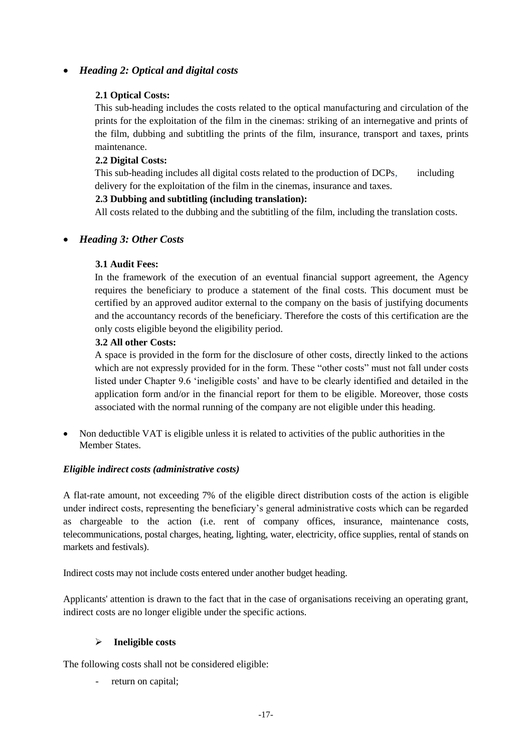- ***Heading 2: Optical and digital costs***

  **2.1 Optical Costs:**

  This sub-heading includes the costs related to the optical manufacturing and circulation of the prints for the exploitation of the film in the cinemas: striking of an internegative and prints of the film, dubbing and subtitling the prints of the film, insurance, transport and taxes, prints maintenance.

  **2.2 Digital Costs:**

  This sub-heading includes all digital costs related to the production of DCPs, including delivery for the exploitation of the film in the cinemas, insurance and taxes.

  **2.3 Dubbing and subtitling (including translation):**

  All costs related to the dubbing and the subtitling of the film, including the translation costs.

- ***Heading 3: Other Costs***

  **3.1 Audit Fees:**

  In the framework of the execution of an eventual financial support agreement, the Agency requires the beneficiary to produce a statement of the final costs. This document must be certified by an approved auditor external to the company on the basis of justifying documents and the accountancy records of the beneficiary. Therefore the costs of this certification are the only costs eligible beyond the eligibility period.

  **3.2 All other Costs:**

  A space is provided in the form for the disclosure of other costs, directly linked to the actions which are not expressly provided for in the form. These "other costs" must not fall under costs listed under Chapter 9.6 'ineligible costs' and have to be clearly identified and detailed in the application form and/or in the financial report for them to be eligible. Moreover, those costs associated with the normal running of the company are not eligible under this heading.

- Non deductible VAT is eligible unless it is related to activities of the public authorities in the Member States.

***Eligible indirect costs (administrative costs)***

A flat-rate amount, not exceeding 7% of the eligible direct distribution costs of the action is eligible under indirect costs, representing the beneficiary's general administrative costs which can be regarded as chargeable to the action (i.e. rent of company offices, insurance, maintenance costs, telecommunications, postal charges, heating, lighting, water, electricity, office supplies, rental of stands on markets and festivals).

Indirect costs may not include costs entered under another budget heading.

Applicants' attention is drawn to the fact that in the case of organisations receiving an operating grant, indirect costs are no longer eligible under the specific actions.

- **Ineligible costs**

The following costs shall not be considered eligible:

- return on capital;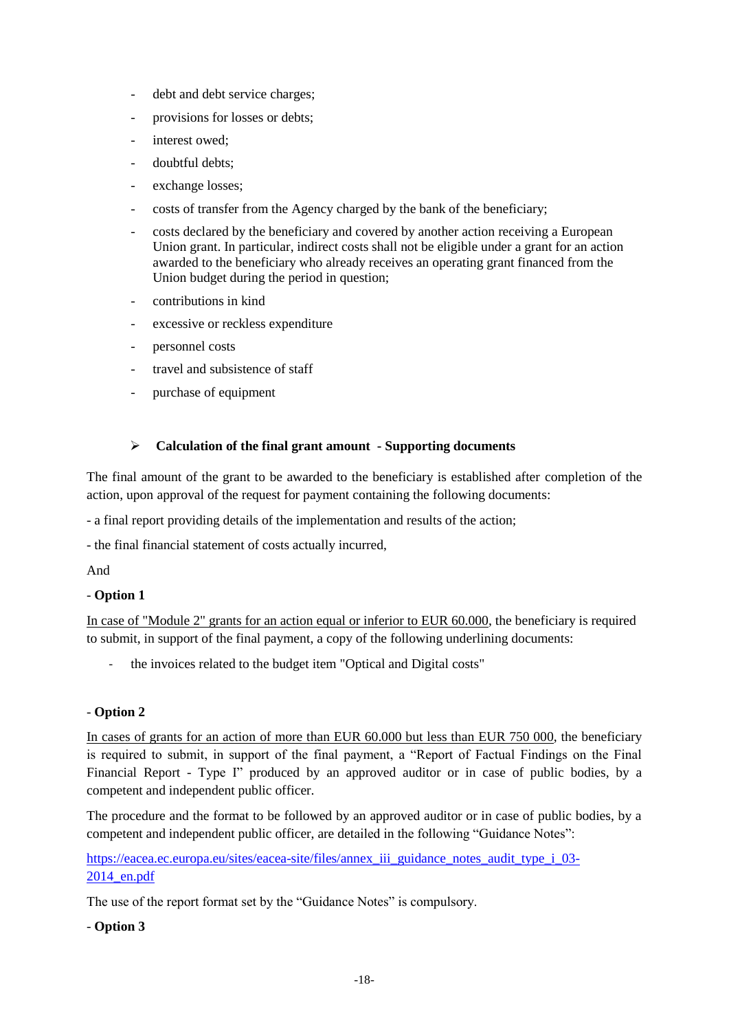- debt and debt service charges;
- provisions for losses or debts;
- interest owed;
- doubtful debts;
- exchange losses;
- costs of transfer from the Agency charged by the bank of the beneficiary;
- costs declared by the beneficiary and covered by another action receiving a European Union grant. In particular, indirect costs shall not be eligible under a grant for an action awarded to the beneficiary who already receives an operating grant financed from the Union budget during the period in question;
- contributions in kind
- excessive or reckless expenditure
- personnel costs
- travel and subsistence of staff
- purchase of equipment

➢ **Calculation of the final grant amount - Supporting documents**

The final amount of the grant to be awarded to the beneficiary is established after completion of the action, upon approval of the request for payment containing the following documents:

- a final report providing details of the implementation and results of the action;

- the final financial statement of costs actually incurred,

And

- **Option 1**

In case of "Module 2" grants for an action equal or inferior to EUR 60.000, the beneficiary is required to submit, in support of the final payment, a copy of the following underlining documents:

- the invoices related to the budget item "Optical and Digital costs"

- **Option 2**

In cases of grants for an action of more than EUR 60.000 but less than EUR 750 000, the beneficiary is required to submit, in support of the final payment, a "Report of Factual Findings on the Final Financial Report - Type I" produced by an approved auditor or in case of public bodies, by a competent and independent public officer.

The procedure and the format to be followed by an approved auditor or in case of public bodies, by a competent and independent public officer, are detailed in the following "Guidance Notes":

https://eacea.ec.europa.eu/sites/eacea-site/files/annex_iii_guidance_notes_audit_type_i_03-2014_en.pdf

The use of the report format set by the "Guidance Notes" is compulsory.

- **Option 3**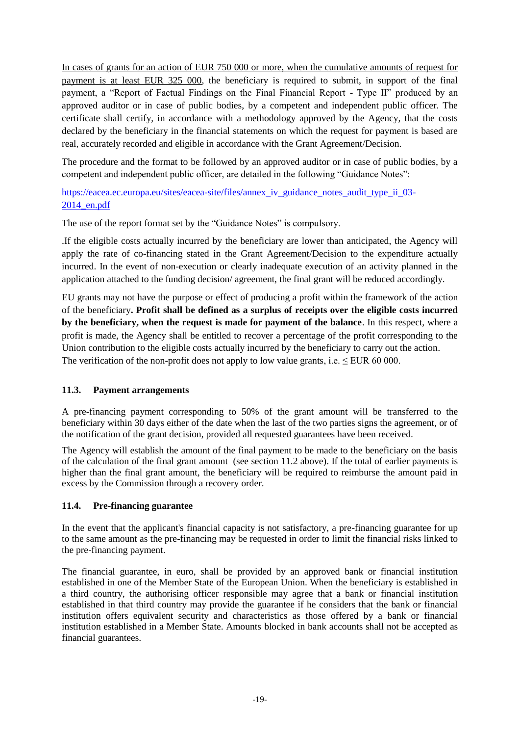In cases of grants for an action of EUR 750 000 or more, when the cumulative amounts of request for payment is at least EUR 325 000, the beneficiary is required to submit, in support of the final payment, a "Report of Factual Findings on the Final Financial Report - Type II" produced by an approved auditor or in case of public bodies, by a competent and independent public officer. The certificate shall certify, in accordance with a methodology approved by the Agency, that the costs declared by the beneficiary in the financial statements on which the request for payment is based are real, accurately recorded and eligible in accordance with the Grant Agreement/Decision.

The procedure and the format to be followed by an approved auditor or in case of public bodies, by a competent and independent public officer, are detailed in the following "Guidance Notes":

https://eacea.ec.europa.eu/sites/eacea-site/files/annex_iv_guidance_notes_audit_type_ii_03-2014_en.pdf

The use of the report format set by the "Guidance Notes" is compulsory.

.If the eligible costs actually incurred by the beneficiary are lower than anticipated, the Agency will apply the rate of co-financing stated in the Grant Agreement/Decision to the expenditure actually incurred. In the event of non-execution or clearly inadequate execution of an activity planned in the application attached to the funding decision/ agreement, the final grant will be reduced accordingly.

EU grants may not have the purpose or effect of producing a profit within the framework of the action of the beneficiary**. Profit shall be defined as a surplus of receipts over the eligible costs incurred by the beneficiary, when the request is made for payment of the balance**. In this respect, where a profit is made, the Agency shall be entitled to recover a percentage of the profit corresponding to the Union contribution to the eligible costs actually incurred by the beneficiary to carry out the action. The verification of the non-profit does not apply to low value grants, i.e. ≤ EUR 60 000.

### 11.3. Payment arrangements

A pre-financing payment corresponding to 50% of the grant amount will be transferred to the beneficiary within 30 days either of the date when the last of the two parties signs the agreement, or of the notification of the grant decision, provided all requested guarantees have been received.

The Agency will establish the amount of the final payment to be made to the beneficiary on the basis of the calculation of the final grant amount (see section 11.2 above). If the total of earlier payments is higher than the final grant amount, the beneficiary will be required to reimburse the amount paid in excess by the Commission through a recovery order.

### 11.4. Pre-financing guarantee

In the event that the applicant's financial capacity is not satisfactory, a pre-financing guarantee for up to the same amount as the pre-financing may be requested in order to limit the financial risks linked to the pre-financing payment.

The financial guarantee, in euro, shall be provided by an approved bank or financial institution established in one of the Member State of the European Union. When the beneficiary is established in a third country, the authorising officer responsible may agree that a bank or financial institution established in that third country may provide the guarantee if he considers that the bank or financial institution offers equivalent security and characteristics as those offered by a bank or financial institution established in a Member State. Amounts blocked in bank accounts shall not be accepted as financial guarantees.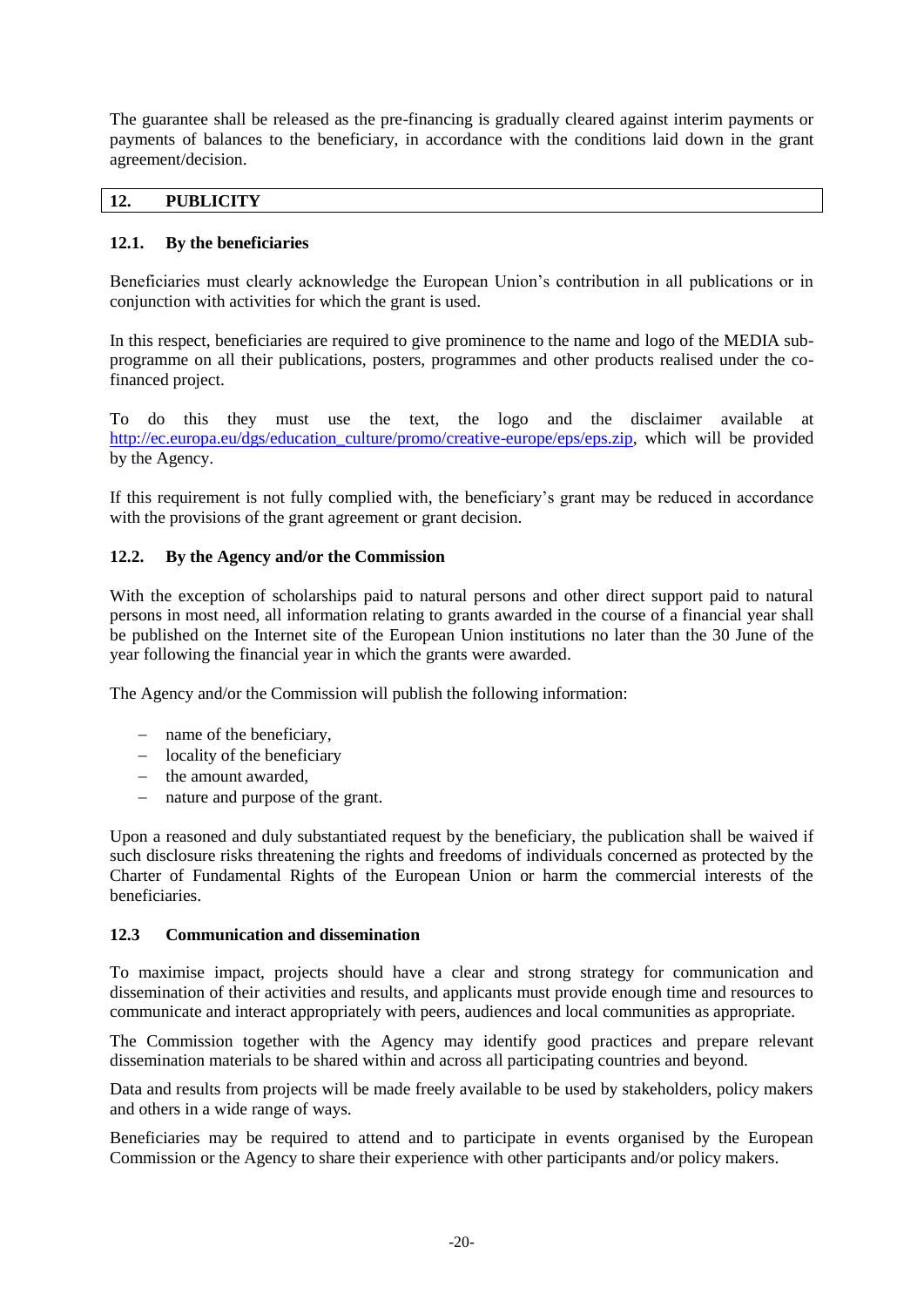The guarantee shall be released as the pre-financing is gradually cleared against interim payments or payments of balances to the beneficiary, in accordance with the conditions laid down in the grant agreement/decision.

## 12. PUBLICITY

### 12.1. By the beneficiaries

Beneficiaries must clearly acknowledge the European Union's contribution in all publications or in conjunction with activities for which the grant is used.

In this respect, beneficiaries are required to give prominence to the name and logo of the MEDIA sub-programme on all their publications, posters, programmes and other products realised under the co-financed project.

To do this they must use the text, the logo and the disclaimer available at http://ec.europa.eu/dgs/education_culture/promo/creative-europe/eps/eps.zip, which will be provided by the Agency.

If this requirement is not fully complied with, the beneficiary's grant may be reduced in accordance with the provisions of the grant agreement or grant decision.

### 12.2. By the Agency and/or the Commission

With the exception of scholarships paid to natural persons and other direct support paid to natural persons in most need, all information relating to grants awarded in the course of a financial year shall be published on the Internet site of the European Union institutions no later than the 30 June of the year following the financial year in which the grants were awarded.

The Agency and/or the Commission will publish the following information:

- name of the beneficiary,
- locality of the beneficiary
- the amount awarded,
- nature and purpose of the grant.

Upon a reasoned and duly substantiated request by the beneficiary, the publication shall be waived if such disclosure risks threatening the rights and freedoms of individuals concerned as protected by the Charter of Fundamental Rights of the European Union or harm the commercial interests of the beneficiaries.

### 12.3 Communication and dissemination

To maximise impact, projects should have a clear and strong strategy for communication and dissemination of their activities and results, and applicants must provide enough time and resources to communicate and interact appropriately with peers, audiences and local communities as appropriate.

The Commission together with the Agency may identify good practices and prepare relevant dissemination materials to be shared within and across all participating countries and beyond.

Data and results from projects will be made freely available to be used by stakeholders, policy makers and others in a wide range of ways.

Beneficiaries may be required to attend and to participate in events organised by the European Commission or the Agency to share their experience with other participants and/or policy makers.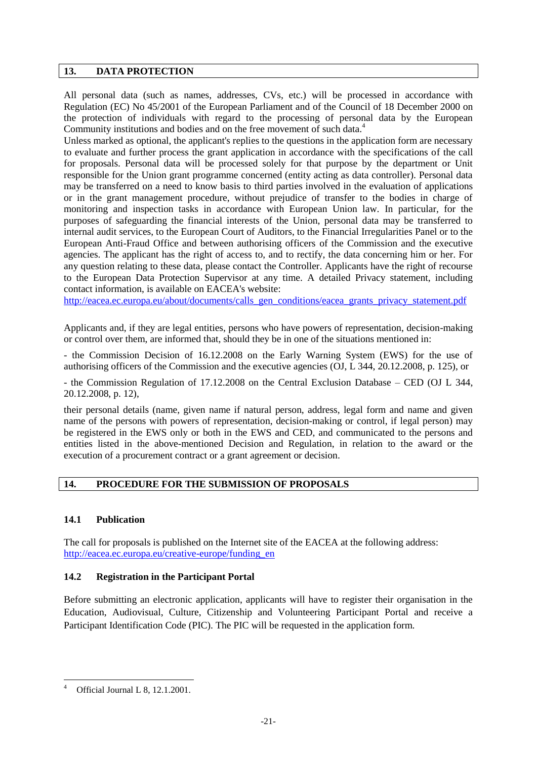## 13. DATA PROTECTION

All personal data (such as names, addresses, CVs, etc.) will be processed in accordance with Regulation (EC) No 45/2001 of the European Parliament and of the Council of 18 December 2000 on the protection of individuals with regard to the processing of personal data by the European Community institutions and bodies and on the free movement of such data.[4]

Unless marked as optional, the applicant's replies to the questions in the application form are necessary to evaluate and further process the grant application in accordance with the specifications of the call for proposals. Personal data will be processed solely for that purpose by the department or Unit responsible for the Union grant programme concerned (entity acting as data controller). Personal data may be transferred on a need to know basis to third parties involved in the evaluation of applications or in the grant management procedure, without prejudice of transfer to the bodies in charge of monitoring and inspection tasks in accordance with European Union law. In particular, for the purposes of safeguarding the financial interests of the Union, personal data may be transferred to internal audit services, to the European Court of Auditors, to the Financial Irregularities Panel or to the European Anti-Fraud Office and between authorising officers of the Commission and the executive agencies. The applicant has the right of access to, and to rectify, the data concerning him or her. For any question relating to these data, please contact the Controller. Applicants have the right of recourse to the European Data Protection Supervisor at any time. A detailed Privacy statement, including contact information, is available on EACEA's website:
http://eacea.ec.europa.eu/about/documents/calls_gen_conditions/eacea_grants_privacy_statement.pdf

Applicants and, if they are legal entities, persons who have powers of representation, decision-making or control over them, are informed that, should they be in one of the situations mentioned in:

- the Commission Decision of 16.12.2008 on the Early Warning System (EWS) for the use of authorising officers of the Commission and the executive agencies (OJ, L 344, 20.12.2008, p. 125), or

- the Commission Regulation of 17.12.2008 on the Central Exclusion Database – CED (OJ L 344, 20.12.2008, p. 12),

their personal details (name, given name if natural person, address, legal form and name and given name of the persons with powers of representation, decision-making or control, if legal person) may be registered in the EWS only or both in the EWS and CED, and communicated to the persons and entities listed in the above-mentioned Decision and Regulation, in relation to the award or the execution of a procurement contract or a grant agreement or decision.

## 14. PROCEDURE FOR THE SUBMISSION OF PROPOSALS

### 14.1 Publication

The call for proposals is published on the Internet site of the EACEA at the following address:
http://eacea.ec.europa.eu/creative-europe/funding_en

### 14.2 Registration in the Participant Portal

Before submitting an electronic application, applicants will have to register their organisation in the Education, Audiovisual, Culture, Citizenship and Volunteering Participant Portal and receive a Participant Identification Code (PIC). The PIC will be requested in the application form.

---

[4] Official Journal L 8, 12.1.2001.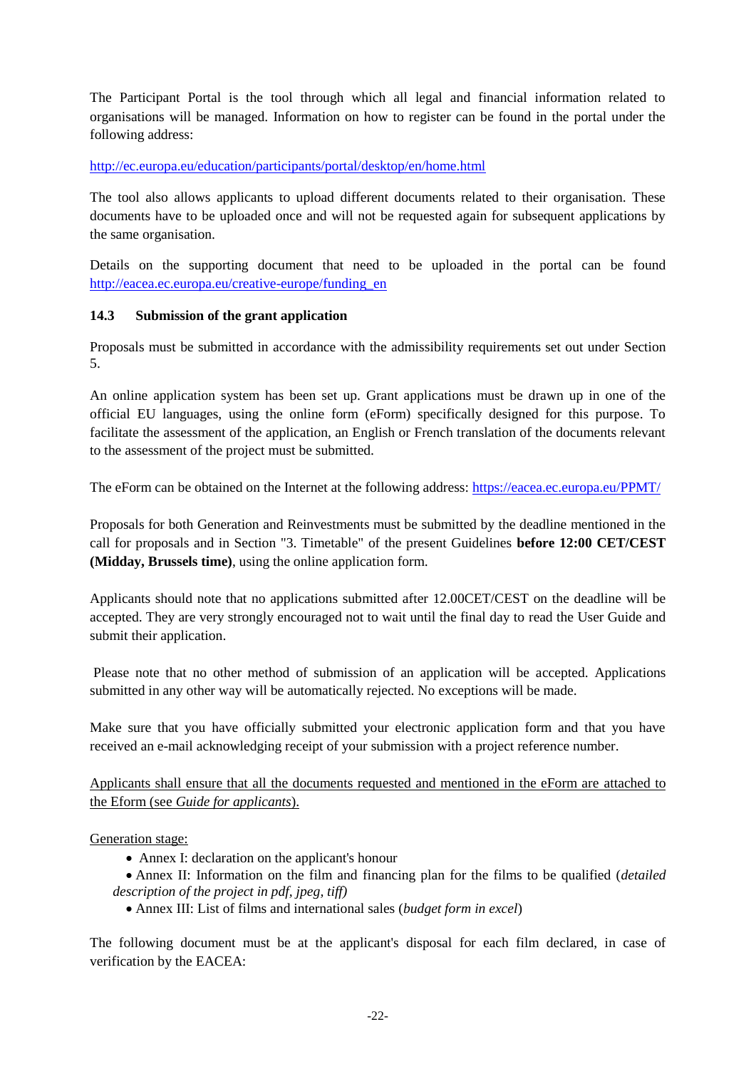The Participant Portal is the tool through which all legal and financial information related to organisations will be managed. Information on how to register can be found in the portal under the following address:

http://ec.europa.eu/education/participants/portal/desktop/en/home.html

The tool also allows applicants to upload different documents related to their organisation. These documents have to be uploaded once and will not be requested again for subsequent applications by the same organisation.

Details on the supporting document that need to be uploaded in the portal can be found http://eacea.ec.europa.eu/creative-europe/funding_en

### 14.3 Submission of the grant application

Proposals must be submitted in accordance with the admissibility requirements set out under Section 5.

An online application system has been set up. Grant applications must be drawn up in one of the official EU languages, using the online form (eForm) specifically designed for this purpose. To facilitate the assessment of the application, an English or French translation of the documents relevant to the assessment of the project must be submitted.

The eForm can be obtained on the Internet at the following address: https://eacea.ec.europa.eu/PPMT/

Proposals for both Generation and Reinvestments must be submitted by the deadline mentioned in the call for proposals and in Section "3. Timetable" of the present Guidelines **before 12:00 CET/CEST (Midday, Brussels time)**, using the online application form.

Applicants should note that no applications submitted after 12.00CET/CEST on the deadline will be accepted. They are very strongly encouraged not to wait until the final day to read the User Guide and submit their application.

Please note that no other method of submission of an application will be accepted. Applications submitted in any other way will be automatically rejected. No exceptions will be made.

Make sure that you have officially submitted your electronic application form and that you have received an e-mail acknowledging receipt of your submission with a project reference number.

Applicants shall ensure that all the documents requested and mentioned in the eForm are attached to the Eform (see *Guide for applicants*).

Generation stage:

- Annex I: declaration on the applicant's honour
- Annex II: Information on the film and financing plan for the films to be qualified (*detailed description of the project in pdf, jpeg, tiff)*
- Annex III: List of films and international sales (*budget form in excel*)

The following document must be at the applicant's disposal for each film declared, in case of verification by the EACEA: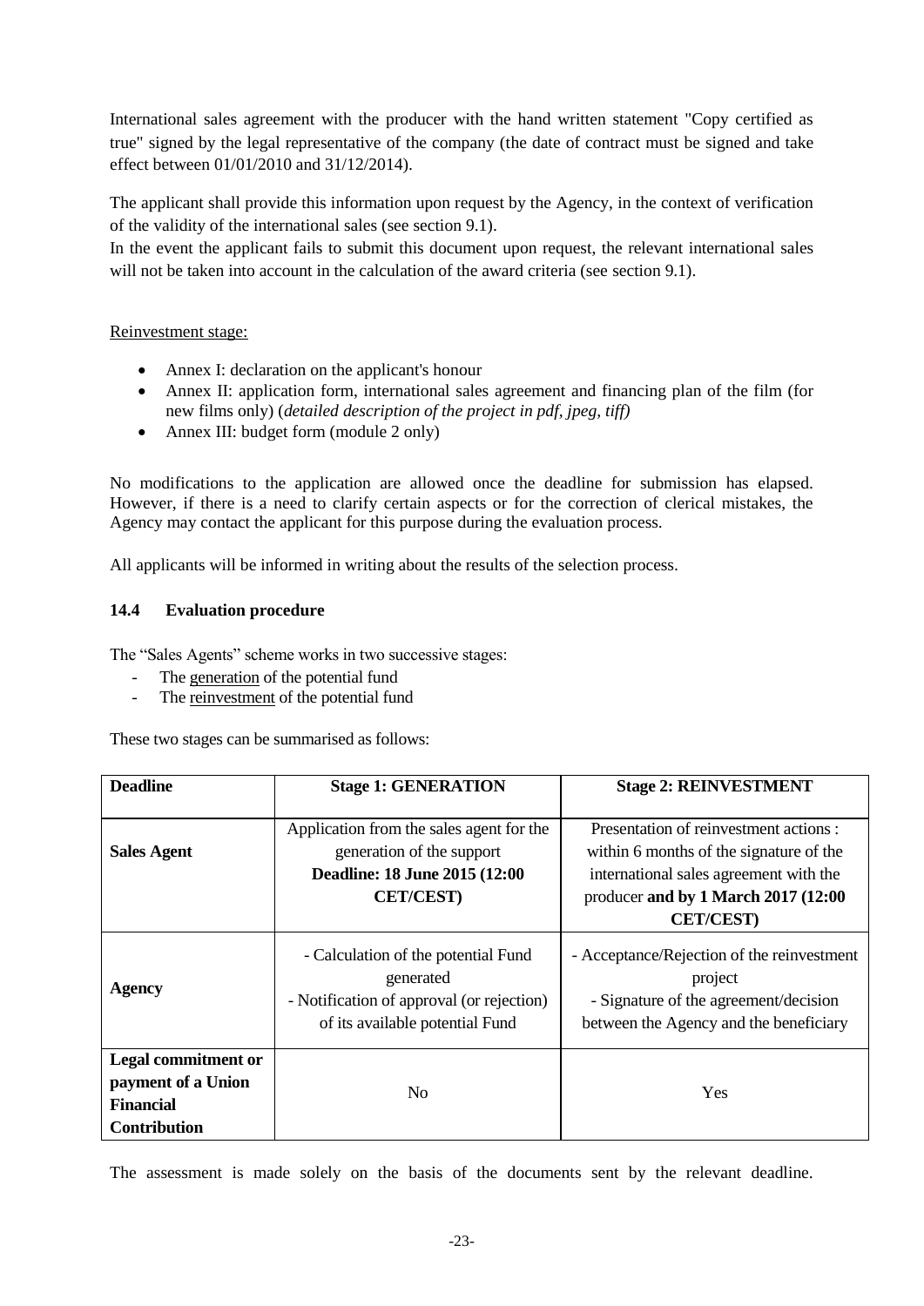International sales agreement with the producer with the hand written statement "Copy certified as true" signed by the legal representative of the company (the date of contract must be signed and take effect between 01/01/2010 and 31/12/2014).

The applicant shall provide this information upon request by the Agency, in the context of verification of the validity of the international sales (see section 9.1).
In the event the applicant fails to submit this document upon request, the relevant international sales will not be taken into account in the calculation of the award criteria (see section 9.1).

Reinvestment stage:

- Annex I: declaration on the applicant's honour
- Annex II: application form, international sales agreement and financing plan of the film (for new films only) (*detailed description of the project in pdf, jpeg, tiff)*
- Annex III: budget form (module 2 only)

No modifications to the application are allowed once the deadline for submission has elapsed. However, if there is a need to clarify certain aspects or for the correction of clerical mistakes, the Agency may contact the applicant for this purpose during the evaluation process.

All applicants will be informed in writing about the results of the selection process.

### 14.4 Evaluation procedure

The "Sales Agents" scheme works in two successive stages:

- The generation of the potential fund
- The reinvestment of the potential fund

These two stages can be summarised as follows:

| **Deadline** | **Stage 1: GENERATION** | **Stage 2: REINVESTMENT** |
|---|---|---|
| **Sales Agent** | Application from the sales agent for the generation of the support **Deadline: 18 June 2015 (12:00 CET/CEST)** | Presentation of reinvestment actions : within 6 months of the signature of the international sales agreement with the producer **and by 1 March 2017 (12:00 CET/CEST)** |
| **Agency** | - Calculation of the potential Fund generated - Notification of approval (or rejection) of its available potential Fund | - Acceptance/Rejection of the reinvestment project - Signature of the agreement/decision between the Agency and the beneficiary |
| **Legal commitment or payment of a Union Financial Contribution** | No | Yes |

The assessment is made solely on the basis of the documents sent by the relevant deadline.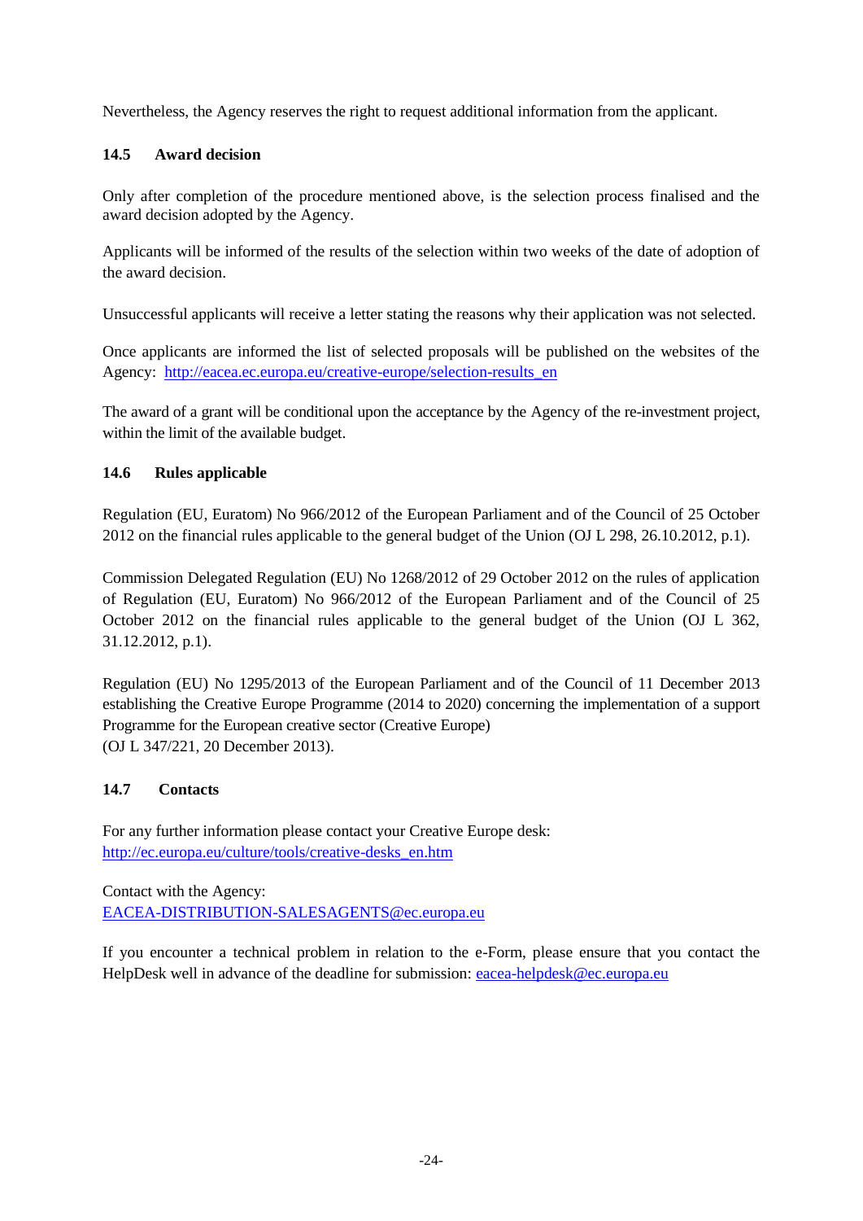Nevertheless, the Agency reserves the right to request additional information from the applicant.

### 14.5 Award decision

Only after completion of the procedure mentioned above, is the selection process finalised and the award decision adopted by the Agency.

Applicants will be informed of the results of the selection within two weeks of the date of adoption of the award decision.

Unsuccessful applicants will receive a letter stating the reasons why their application was not selected.

Once applicants are informed the list of selected proposals will be published on the websites of the Agency: [http://eacea.ec.europa.eu/creative-europe/selection-results_en](http://eacea.ec.europa.eu/creative-europe/selection-results_en)

The award of a grant will be conditional upon the acceptance by the Agency of the re-investment project, within the limit of the available budget.

### 14.6 Rules applicable

Regulation (EU, Euratom) No 966/2012 of the European Parliament and of the Council of 25 October 2012 on the financial rules applicable to the general budget of the Union (OJ L 298, 26.10.2012, p.1).

Commission Delegated Regulation (EU) No 1268/2012 of 29 October 2012 on the rules of application of Regulation (EU, Euratom) No 966/2012 of the European Parliament and of the Council of 25 October 2012 on the financial rules applicable to the general budget of the Union (OJ L 362, 31.12.2012, p.1).

Regulation (EU) No 1295/2013 of the European Parliament and of the Council of 11 December 2013 establishing the Creative Europe Programme (2014 to 2020) concerning the implementation of a support Programme for the European creative sector (Creative Europe)
(OJ L 347/221, 20 December 2013).

### 14.7 Contacts

For any further information please contact your Creative Europe desk:
[http://ec.europa.eu/culture/tools/creative-desks_en.htm](http://ec.europa.eu/culture/tools/creative-desks_en.htm)

Contact with the Agency:
[EACEA-DISTRIBUTION-SALESAGENTS@ec.europa.eu](mailto:EACEA-DISTRIBUTION-SALESAGENTS@ec.europa.eu)

If you encounter a technical problem in relation to the e-Form, please ensure that you contact the HelpDesk well in advance of the deadline for submission: [eacea-helpdesk@ec.europa.eu](mailto:eacea-helpdesk@ec.europa.eu)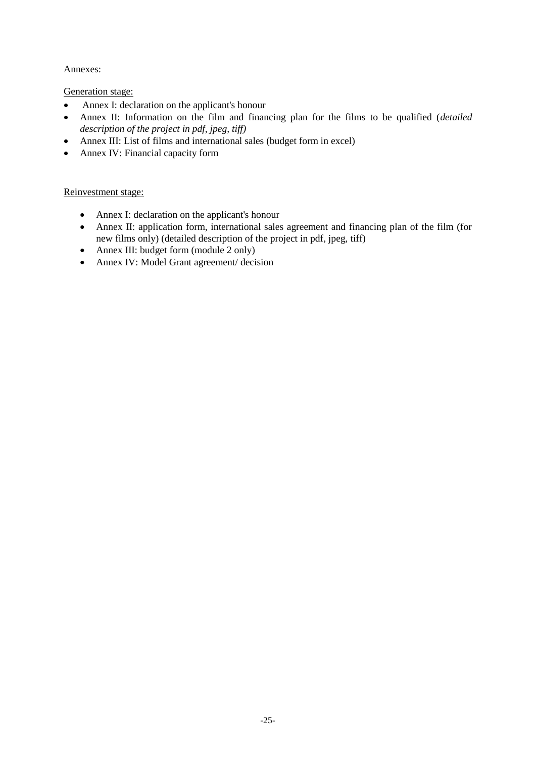Annexes:

<u>Generation stage:</u>

- Annex I: declaration on the applicant's honour
- Annex II: Information on the film and financing plan for the films to be qualified (*detailed description of the project in pdf, jpeg, tiff)*
- Annex III: List of films and international sales (budget form in excel)
- Annex IV: Financial capacity form

<u>Reinvestment stage:</u>

- Annex I: declaration on the applicant's honour
- Annex II: application form, international sales agreement and financing plan of the film (for new films only) (detailed description of the project in pdf, jpeg, tiff)
- Annex III: budget form (module 2 only)
- Annex IV: Model Grant agreement/ decision